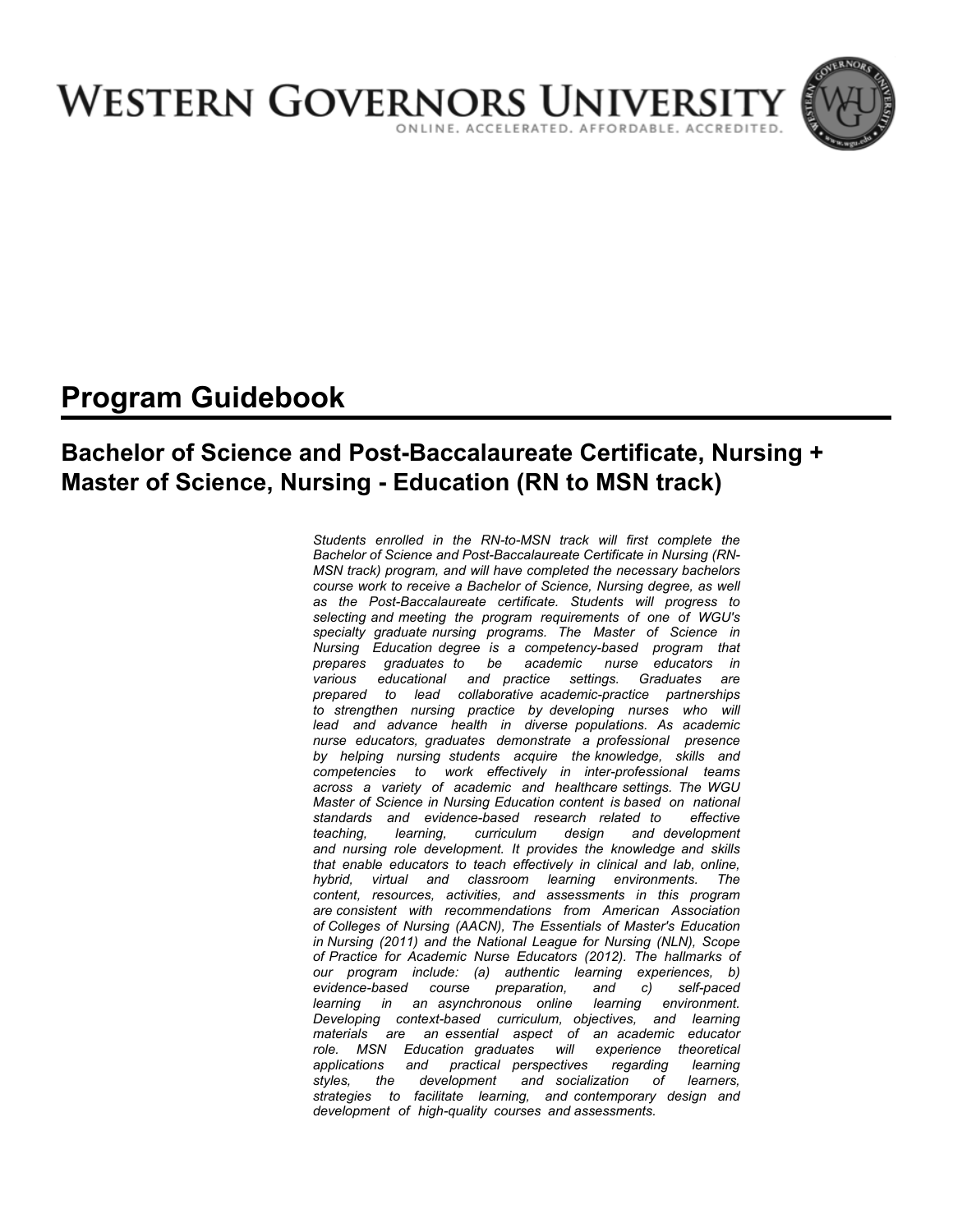# WESTERN GOVERNORS UNIVERSITY

ONLINE. ACCELERATED. AFFORDABLE. ACCREDITED.

## Program Guidebook

### Bachelor of Science and Post-Baccalaureate Certificate, Nursing + Master of Science, Nursing - Education (RN to MSN track)

*Students enrolled in the RN-to-MSN track will first complete the Bachelor of Science and Post-Baccalaureate Certificate in Nursing (RN-MSN track) program, and will have completed the necessary bachelors course work to receive a Bachelor of Science, Nursing degree, as well as the Post-Baccalaureate certificate. Students will progress to selecting and meeting the program requirements of one of WGU's specialty graduate nursing programs. The Master of Science in Nursing Education degree is a competency-based program that prepares graduates to be academic nurse educators in various educational and practice settings. Graduates are prepared to lead collaborative academic-practice partnerships to strengthen nursing practice by developing nurses who will lead and advance health in diverse populations. As academic nurse educators, graduates demonstrate a professional presence by helping nursing students acquire the knowledge, skills and competencies to work effectively in inter-professional teams across a variety of academic and healthcare settings. The WGU Master of Science in Nursing Education content is based on national standards and evidence-based research related to effective teaching, learning, curriculum design and development and nursing role development. It provides the knowledge and skills that enable educators to teach effectively in clinical and lab, online, hybrid, virtual and classroom learning environments. The content, resources, activities, and assessments in this program are consistent with recommendations from American Association of Colleges of Nursing (AACN), The Essentials of Master's Education in Nursing (2011) and the National League for Nursing (NLN), Scope of Practice for Academic Nurse Educators (2012). The hallmarks of our program include: (a) authentic learning experiences, b) evidence-based course preparation, and c) self-paced learning in an asynchronous online learning environment. Developing context-based curriculum, objectives, and learning materials are an essential aspect of an academic educator role. MSN Education graduates will experience theoretical applications and practical perspectives regarding learning styles, the development and socialization of learners, strategies to facilitate learning, and contemporary design and development of high-quality courses and assessments.*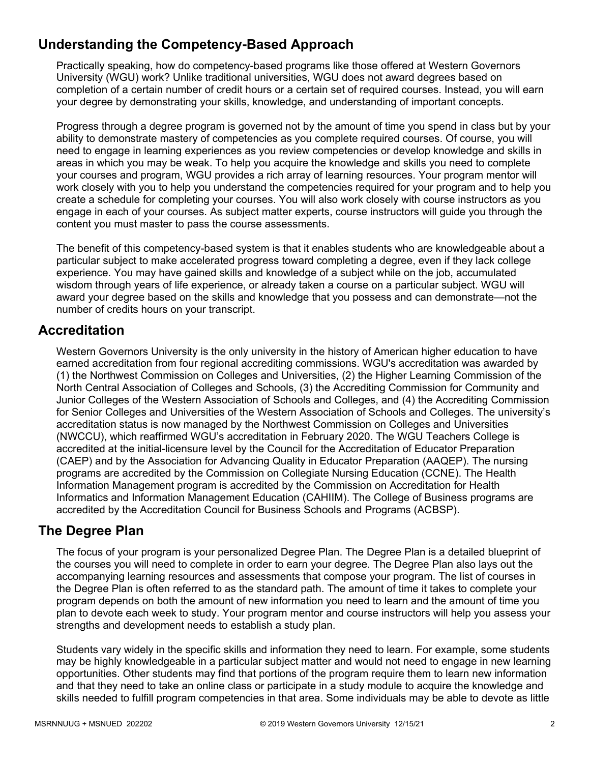## Understanding the Competency-Based Approach

Practically speaking, how do competency-based programs like those offered at Western Governors University (WGU) work? Unlike traditional universities, WGU does not award degrees based on completion of a certain number of credit hours or a certain set of required courses. Instead, you will earn your degree by demonstrating your skills, knowledge, and understanding of important concepts.

Progress through a degree program is governed not by the amount of time you spend in class but by your ability to demonstrate mastery of competencies as you complete required courses. Of course, you will need to engage in learning experiences as you review competencies or develop knowledge and skills in areas in which you may be weak. To help you acquire the knowledge and skills you need to complete your courses and program, WGU provides a rich array of learning resources. Your program mentor will work closely with you to help you understand the competencies required for your program and to help you create a schedule for completing your courses. You will also work closely with course instructors as you engage in each of your courses. As subject matter experts, course instructors will guide you through the content you must master to pass the course assessments.

The benefit of this competency-based system is that it enables students who are knowledgeable about a particular subject to make accelerated progress toward completing a degree, even if they lack college experience. You may have gained skills and knowledge of a subject while on the job, accumulated wisdom through years of life experience, or already taken a course on a particular subject. WGU will award your degree based on the skills and knowledge that you possess and can demonstrate—not the number of credits hours on your transcript.

## Accreditation

Western Governors University is the only university in the history of American higher education to have earned accreditation from four regional accrediting commissions. WGU's accreditation was awarded by (1) the Northwest Commission on Colleges and Universities, (2) the Higher Learning Commission of the North Central Association of Colleges and Schools, (3) the Accrediting Commission for Community and Junior Colleges of the Western Association of Schools and Colleges, and (4) the Accrediting Commission for Senior Colleges and Universities of the Western Association of Schools and Colleges. The university's accreditation status is now managed by the Northwest Commission on Colleges and Universities (NWCCU), which reaffirmed WGU's accreditation in February 2020. The WGU Teachers College is accredited at the initial-licensure level by the Council for the Accreditation of Educator Preparation (CAEP) and by the Association for Advancing Quality in Educator Preparation (AAQEP). The nursing programs are accredited by the Commission on Collegiate Nursing Education (CCNE). The Health Information Management program is accredited by the Commission on Accreditation for Health Informatics and Information Management Education (CAHIIM). The College of Business programs are accredited by the Accreditation Council for Business Schools and Programs (ACBSP).

## The Degree Plan

The focus of your program is your personalized Degree Plan. The Degree Plan is a detailed blueprint of the courses you will need to complete in order to earn your degree. The Degree Plan also lays out the accompanying learning resources and assessments that compose your program. The list of courses in the Degree Plan is often referred to as the standard path. The amount of time it takes to complete your program depends on both the amount of new information you need to learn and the amount of time you plan to devote each week to study. Your program mentor and course instructors will help you assess your strengths and development needs to establish a study plan.

Students vary widely in the specific skills and information they need to learn. For example, some students may be highly knowledgeable in a particular subject matter and would not need to engage in new learning opportunities. Other students may find that portions of the program require them to learn new information and that they need to take an online class or participate in a study module to acquire the knowledge and skills needed to fulfill program competencies in that area. Some individuals may be able to devote as little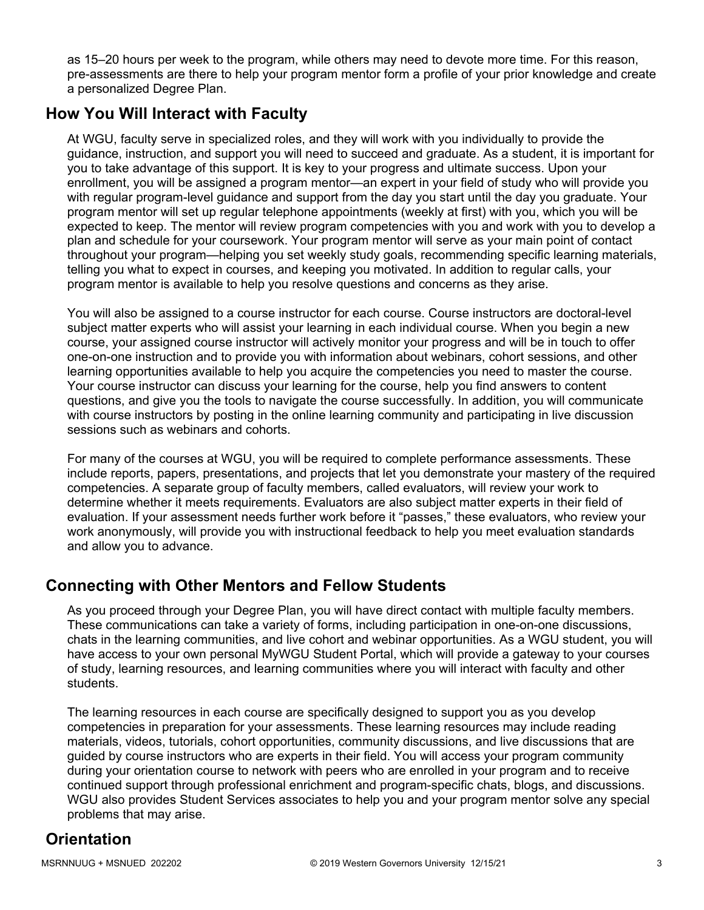as 15–20 hours per week to the program, while others may need to devote more time. For this reason, pre-assessments are there to help your program mentor form a profile of your prior knowledge and create a personalized Degree Plan.

## How You Will Interact with Faculty

At WGU, faculty serve in specialized roles, and they will work with you individually to provide the guidance, instruction, and support you will need to succeed and graduate. As a student, it is important for you to take advantage of this support. It is key to your progress and ultimate success. Upon your enrollment, you will be assigned a program mentor—an expert in your field of study who will provide you with regular program-level guidance and support from the day you start until the day you graduate. Your program mentor will set up regular telephone appointments (weekly at first) with you, which you will be expected to keep. The mentor will review program competencies with you and work with you to develop a plan and schedule for your coursework. Your program mentor will serve as your main point of contact throughout your program—helping you set weekly study goals, recommending specific learning materials, telling you what to expect in courses, and keeping you motivated. In addition to regular calls, your program mentor is available to help you resolve questions and concerns as they arise.

You will also be assigned to a course instructor for each course. Course instructors are doctoral-level subject matter experts who will assist your learning in each individual course. When you begin a new course, your assigned course instructor will actively monitor your progress and will be in touch to offer one-on-one instruction and to provide you with information about webinars, cohort sessions, and other learning opportunities available to help you acquire the competencies you need to master the course. Your course instructor can discuss your learning for the course, help you find answers to content questions, and give you the tools to navigate the course successfully. In addition, you will communicate with course instructors by posting in the online learning community and participating in live discussion sessions such as webinars and cohorts.

For many of the courses at WGU, you will be required to complete performance assessments. These include reports, papers, presentations, and projects that let you demonstrate your mastery of the required competencies. A separate group of faculty members, called evaluators, will review your work to determine whether it meets requirements. Evaluators are also subject matter experts in their field of evaluation. If your assessment needs further work before it "passes," these evaluators, who review your work anonymously, will provide you with instructional feedback to help you meet evaluation standards and allow you to advance.

## Connecting with Other Mentors and Fellow Students

As you proceed through your Degree Plan, you will have direct contact with multiple faculty members. These communications can take a variety of forms, including participation in one-on-one discussions, chats in the learning communities, and live cohort and webinar opportunities. As a WGU student, you will have access to your own personal MyWGU Student Portal, which will provide a gateway to your courses of study, learning resources, and learning communities where you will interact with faculty and other students.

The learning resources in each course are specifically designed to support you as you develop competencies in preparation for your assessments. These learning resources may include reading materials, videos, tutorials, cohort opportunities, community discussions, and live discussions that are guided by course instructors who are experts in their field. You will access your program community during your orientation course to network with peers who are enrolled in your program and to receive continued support through professional enrichment and program-specific chats, blogs, and discussions. WGU also provides Student Services associates to help you and your program mentor solve any special problems that may arise.

## Orientation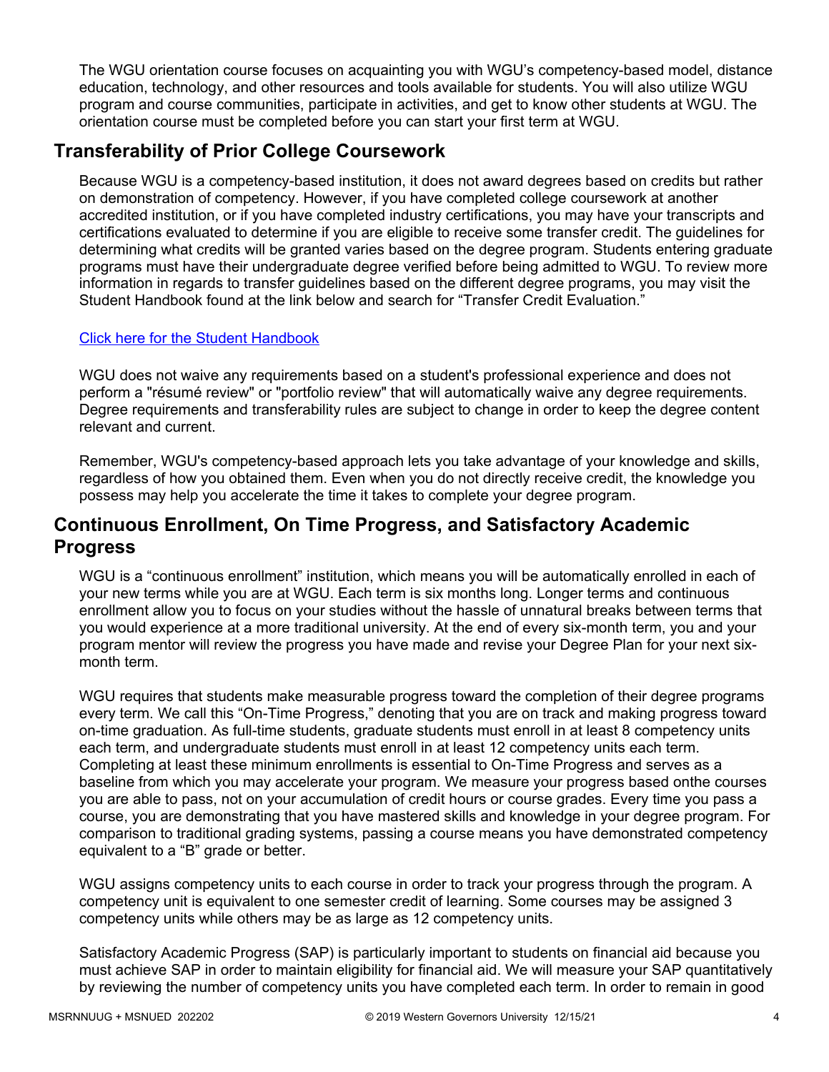The WGU orientation course focuses on acquainting you with WGU's competency-based model, distance education, technology, and other resources and tools available for students. You will also utilize WGU program and course communities, participate in activities, and get to know other students at WGU. The orientation course must be completed before you can start your first term at WGU.

## Transferability of Prior College Coursework

Because WGU is a competency-based institution, it does not award degrees based on credits but rather on demonstration of competency. However, if you have completed college coursework at another accredited institution, or if you have completed industry certifications, you may have your transcripts and certifications evaluated to determine if you are eligible to receive some transfer credit. The guidelines for determining what credits will be granted varies based on the degree program. Students entering graduate programs must have their undergraduate degree verified before being admitted to WGU. To review more information in regards to transfer guidelines based on the different degree programs, you may visit the Student Handbook found at the link below and search for "Transfer Credit Evaluation."

Click here for the Student Handbook

WGU does not waive any requirements based on a student's professional experience and does not perform a "résumé review" or "portfolio review" that will automatically waive any degree requirements. Degree requirements and transferability rules are subject to change in order to keep the degree content relevant and current.

Remember, WGU's competency-based approach lets you take advantage of your knowledge and skills, regardless of how you obtained them. Even when you do not directly receive credit, the knowledge you possess may help you accelerate the time it takes to complete your degree program.

## Continuous Enrollment, On Time Progress, and Satisfactory Academic Progress

WGU is a "continuous enrollment" institution, which means you will be automatically enrolled in each of your new terms while you are at WGU. Each term is six months long. Longer terms and continuous enrollment allow you to focus on your studies without the hassle of unnatural breaks between terms that you would experience at a more traditional university. At the end of every six-month term, you and your program mentor will review the progress you have made and revise your Degree Plan for your next six-month term.

WGU requires that students make measurable progress toward the completion of their degree programs every term. We call this "On-Time Progress," denoting that you are on track and making progress toward on-time graduation. As full-time students, graduate students must enroll in at least 8 competency units each term, and undergraduate students must enroll in at least 12 competency units each term. Completing at least these minimum enrollments is essential to On-Time Progress and serves as a baseline from which you may accelerate your program. We measure your progress based onthe courses you are able to pass, not on your accumulation of credit hours or course grades. Every time you pass a course, you are demonstrating that you have mastered skills and knowledge in your degree program. For comparison to traditional grading systems, passing a course means you have demonstrated competency equivalent to a "B" grade or better.

WGU assigns competency units to each course in order to track your progress through the program. A competency unit is equivalent to one semester credit of learning. Some courses may be assigned 3 competency units while others may be as large as 12 competency units.

Satisfactory Academic Progress (SAP) is particularly important to students on financial aid because you must achieve SAP in order to maintain eligibility for financial aid. We will measure your SAP quantitatively by reviewing the number of competency units you have completed each term. In order to remain in good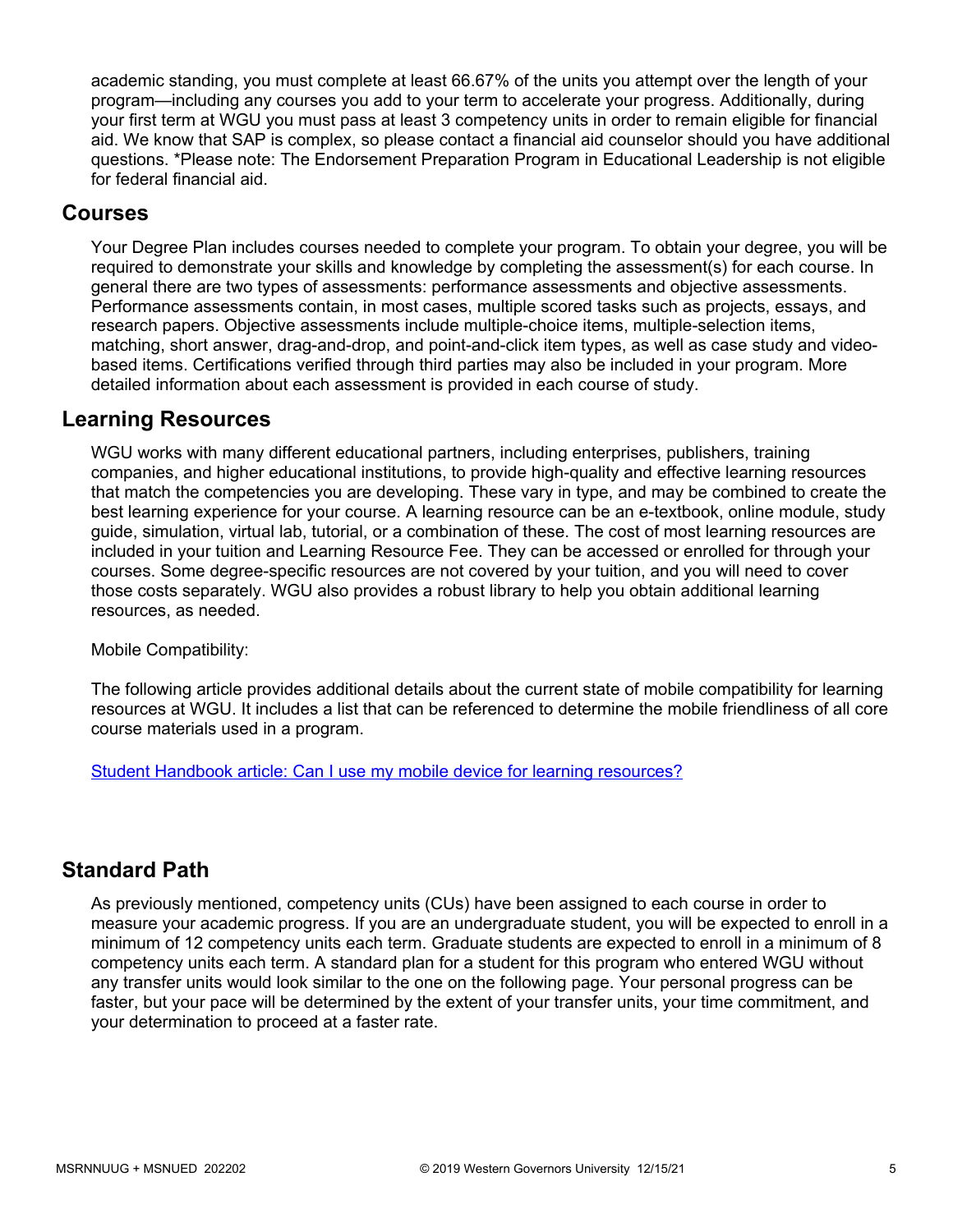academic standing, you must complete at least 66.67% of the units you attempt over the length of your program—including any courses you add to your term to accelerate your progress. Additionally, during your first term at WGU you must pass at least 3 competency units in order to remain eligible for financial aid. We know that SAP is complex, so please contact a financial aid counselor should you have additional questions. *Please note: The Endorsement Preparation Program in Educational Leadership is not eligible for federal financial aid.

## Courses

Your Degree Plan includes courses needed to complete your program. To obtain your degree, you will be required to demonstrate your skills and knowledge by completing the assessment(s) for each course. In general there are two types of assessments: performance assessments and objective assessments. Performance assessments contain, in most cases, multiple scored tasks such as projects, essays, and research papers. Objective assessments include multiple-choice items, multiple-selection items, matching, short answer, drag-and-drop, and point-and-click item types, as well as case study and video-based items. Certifications verified through third parties may also be included in your program. More detailed information about each assessment is provided in each course of study.

## Learning Resources

WGU works with many different educational partners, including enterprises, publishers, training companies, and higher educational institutions, to provide high-quality and effective learning resources that match the competencies you are developing. These vary in type, and may be combined to create the best learning experience for your course. A learning resource can be an e-textbook, online module, study guide, simulation, virtual lab, tutorial, or a combination of these. The cost of most learning resources are included in your tuition and Learning Resource Fee. They can be accessed or enrolled for through your courses. Some degree-specific resources are not covered by your tuition, and you will need to cover those costs separately. WGU also provides a robust library to help you obtain additional learning resources, as needed.

Mobile Compatibility:

The following article provides additional details about the current state of mobile compatibility for learning resources at WGU. It includes a list that can be referenced to determine the mobile friendliness of all core course materials used in a program.

Student Handbook article: Can I use my mobile device for learning resources?

## Standard Path

As previously mentioned, competency units (CUs) have been assigned to each course in order to measure your academic progress. If you are an undergraduate student, you will be expected to enroll in a minimum of 12 competency units each term. Graduate students are expected to enroll in a minimum of 8 competency units each term. A standard plan for a student for this program who entered WGU without any transfer units would look similar to the one on the following page. Your personal progress can be faster, but your pace will be determined by the extent of your transfer units, your time commitment, and your determination to proceed at a faster rate.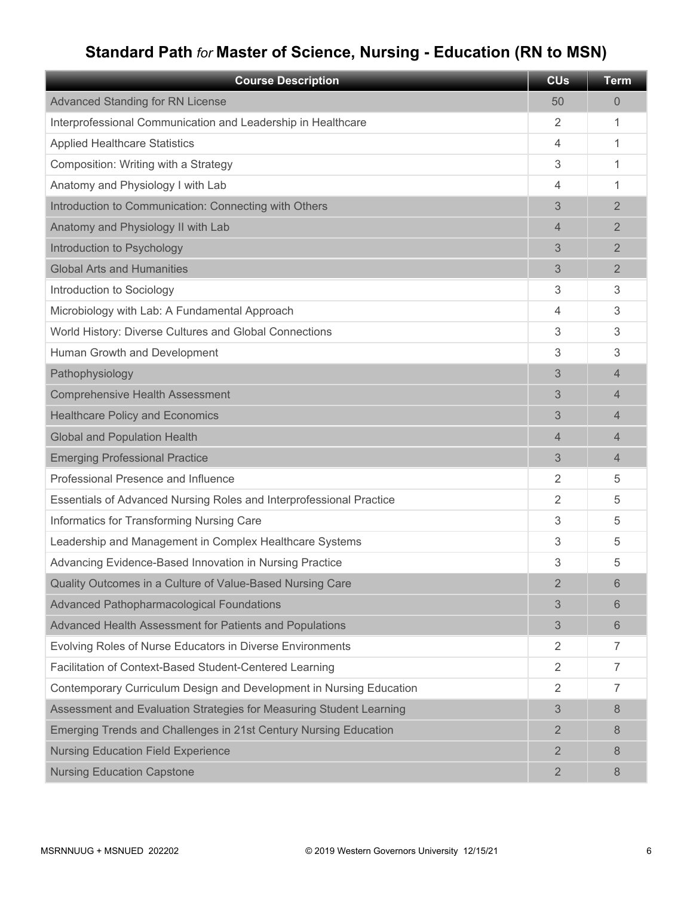# Standard Path *for* Master of Science, Nursing - Education (RN to MSN)

| Course Description | CUs | Term |
|---|---|---|
| Advanced Standing for RN License | 50 | 0 |
| Interprofessional Communication and Leadership in Healthcare | 2 | 1 |
| Applied Healthcare Statistics | 4 | 1 |
| Composition: Writing with a Strategy | 3 | 1 |
| Anatomy and Physiology I with Lab | 4 | 1 |
| Introduction to Communication: Connecting with Others | 3 | 2 |
| Anatomy and Physiology II with Lab | 4 | 2 |
| Introduction to Psychology | 3 | 2 |
| Global Arts and Humanities | 3 | 2 |
| Introduction to Sociology | 3 | 3 |
| Microbiology with Lab: A Fundamental Approach | 4 | 3 |
| World History: Diverse Cultures and Global Connections | 3 | 3 |
| Human Growth and Development | 3 | 3 |
| Pathophysiology | 3 | 4 |
| Comprehensive Health Assessment | 3 | 4 |
| Healthcare Policy and Economics | 3 | 4 |
| Global and Population Health | 4 | 4 |
| Emerging Professional Practice | 3 | 4 |
| Professional Presence and Influence | 2 | 5 |
| Essentials of Advanced Nursing Roles and Interprofessional Practice | 2 | 5 |
| Informatics for Transforming Nursing Care | 3 | 5 |
| Leadership and Management in Complex Healthcare Systems | 3 | 5 |
| Advancing Evidence-Based Innovation in Nursing Practice | 3 | 5 |
| Quality Outcomes in a Culture of Value-Based Nursing Care | 2 | 6 |
| Advanced Pathopharmacological Foundations | 3 | 6 |
| Advanced Health Assessment for Patients and Populations | 3 | 6 |
| Evolving Roles of Nurse Educators in Diverse Environments | 2 | 7 |
| Facilitation of Context-Based Student-Centered Learning | 2 | 7 |
| Contemporary Curriculum Design and Development in Nursing Education | 2 | 7 |
| Assessment and Evaluation Strategies for Measuring Student Learning | 3 | 8 |
| Emerging Trends and Challenges in 21st Century Nursing Education | 2 | 8 |
| Nursing Education Field Experience | 2 | 8 |
| Nursing Education Capstone | 2 | 8 |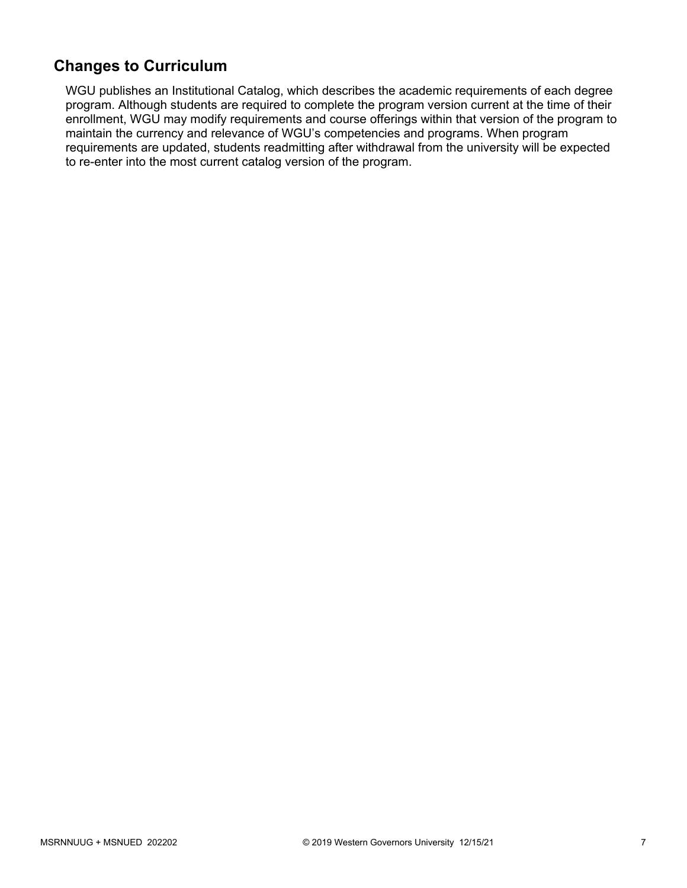## Changes to Curriculum

WGU publishes an Institutional Catalog, which describes the academic requirements of each degree program. Although students are required to complete the program version current at the time of their enrollment, WGU may modify requirements and course offerings within that version of the program to maintain the currency and relevance of WGU's competencies and programs. When program requirements are updated, students readmitting after withdrawal from the university will be expected to re-enter into the most current catalog version of the program.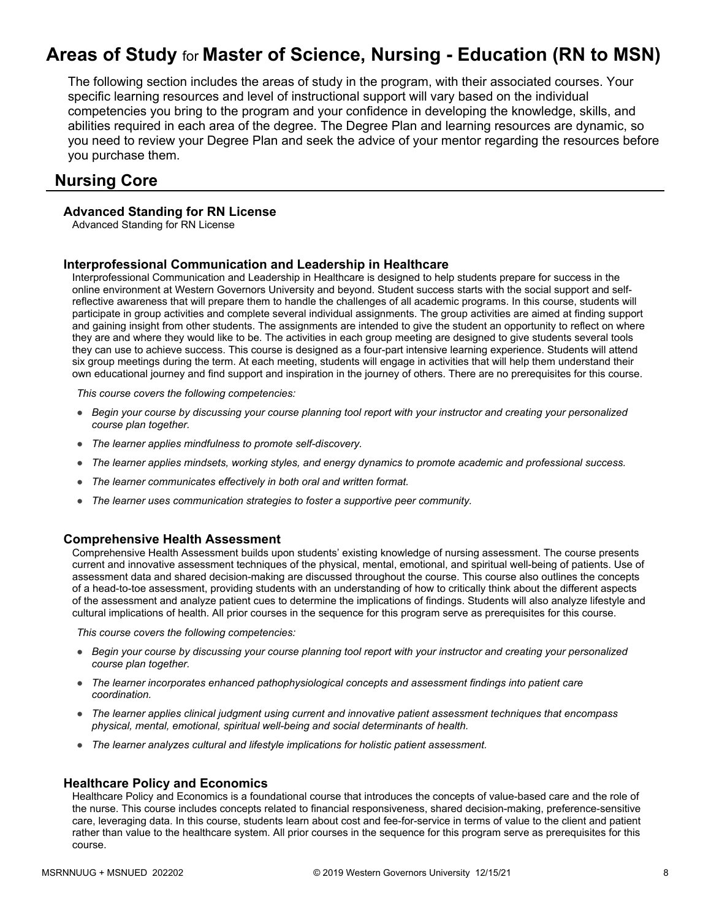# Areas of Study for Master of Science, Nursing - Education (RN to MSN)

The following section includes the areas of study in the program, with their associated courses. Your specific learning resources and level of instructional support will vary based on the individual competencies you bring to the program and your confidence in developing the knowledge, skills, and abilities required in each area of the degree. The Degree Plan and learning resources are dynamic, so you need to review your Degree Plan and seek the advice of your mentor regarding the resources before you purchase them.

## Nursing Core

### Advanced Standing for RN License

Advanced Standing for RN License

### Interprofessional Communication and Leadership in Healthcare

Interprofessional Communication and Leadership in Healthcare is designed to help students prepare for success in the online environment at Western Governors University and beyond. Student success starts with the social support and self-reflective awareness that will prepare them to handle the challenges of all academic programs. In this course, students will participate in group activities and complete several individual assignments. The group activities are aimed at finding support and gaining insight from other students. The assignments are intended to give the student an opportunity to reflect on where they are and where they would like to be. The activities in each group meeting are designed to give students several tools they can use to achieve success. This course is designed as a four-part intensive learning experience. Students will attend six group meetings during the term. At each meeting, students will engage in activities that will help them understand their own educational journey and find support and inspiration in the journey of others. There are no prerequisites for this course.

*This course covers the following competencies:*

- *Begin your course by discussing your course planning tool report with your instructor and creating your personalized course plan together.*
- *The learner applies mindfulness to promote self-discovery.*
- *The learner applies mindsets, working styles, and energy dynamics to promote academic and professional success.*
- *The learner communicates effectively in both oral and written format.*
- *The learner uses communication strategies to foster a supportive peer community.*

### Comprehensive Health Assessment

Comprehensive Health Assessment builds upon students' existing knowledge of nursing assessment. The course presents current and innovative assessment techniques of the physical, mental, emotional, and spiritual well-being of patients. Use of assessment data and shared decision-making are discussed throughout the course. This course also outlines the concepts of a head-to-toe assessment, providing students with an understanding of how to critically think about the different aspects of the assessment and analyze patient cues to determine the implications of findings. Students will also analyze lifestyle and cultural implications of health. All prior courses in the sequence for this program serve as prerequisites for this course.

*This course covers the following competencies:*

- *Begin your course by discussing your course planning tool report with your instructor and creating your personalized course plan together.*
- *The learner incorporates enhanced pathophysiological concepts and assessment findings into patient care coordination.*
- *The learner applies clinical judgment using current and innovative patient assessment techniques that encompass physical, mental, emotional, spiritual well-being and social determinants of health.*
- *The learner analyzes cultural and lifestyle implications for holistic patient assessment.*

### Healthcare Policy and Economics

Healthcare Policy and Economics is a foundational course that introduces the concepts of value-based care and the role of the nurse. This course includes concepts related to financial responsiveness, shared decision-making, preference-sensitive care, leveraging data. In this course, students learn about cost and fee-for-service in terms of value to the client and patient rather than value to the healthcare system. All prior courses in the sequence for this program serve as prerequisites for this course.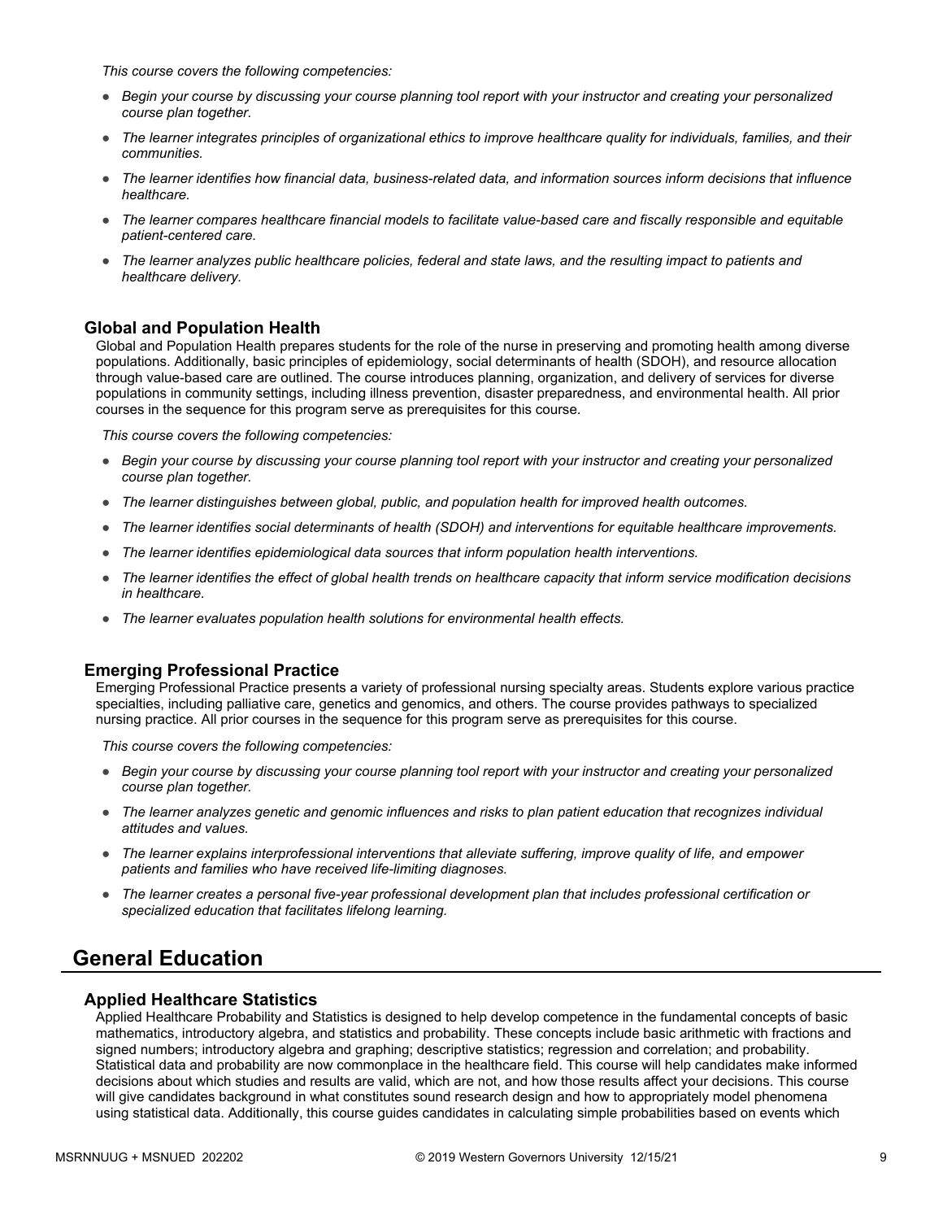*This course covers the following competencies:*

- *Begin your course by discussing your course planning tool report with your instructor and creating your personalized course plan together.*
- *The learner integrates principles of organizational ethics to improve healthcare quality for individuals, families, and their communities.*
- *The learner identifies how financial data, business-related data, and information sources inform decisions that influence healthcare.*
- *The learner compares healthcare financial models to facilitate value-based care and fiscally responsible and equitable patient-centered care.*
- *The learner analyzes public healthcare policies, federal and state laws, and the resulting impact to patients and healthcare delivery.*

### Global and Population Health

Global and Population Health prepares students for the role of the nurse in preserving and promoting health among diverse populations. Additionally, basic principles of epidemiology, social determinants of health (SDOH), and resource allocation through value-based care are outlined. The course introduces planning, organization, and delivery of services for diverse populations in community settings, including illness prevention, disaster preparedness, and environmental health. All prior courses in the sequence for this program serve as prerequisites for this course.

*This course covers the following competencies:*

- *Begin your course by discussing your course planning tool report with your instructor and creating your personalized course plan together.*
- *The learner distinguishes between global, public, and population health for improved health outcomes.*
- *The learner identifies social determinants of health (SDOH) and interventions for equitable healthcare improvements.*
- *The learner identifies epidemiological data sources that inform population health interventions.*
- *The learner identifies the effect of global health trends on healthcare capacity that inform service modification decisions in healthcare.*
- *The learner evaluates population health solutions for environmental health effects.*

### Emerging Professional Practice

Emerging Professional Practice presents a variety of professional nursing specialty areas. Students explore various practice specialties, including palliative care, genetics and genomics, and others. The course provides pathways to specialized nursing practice. All prior courses in the sequence for this program serve as prerequisites for this course.

*This course covers the following competencies:*

- *Begin your course by discussing your course planning tool report with your instructor and creating your personalized course plan together.*
- *The learner analyzes genetic and genomic influences and risks to plan patient education that recognizes individual attitudes and values.*
- *The learner explains interprofessional interventions that alleviate suffering, improve quality of life, and empower patients and families who have received life-limiting diagnoses.*
- *The learner creates a personal five-year professional development plan that includes professional certification or specialized education that facilitates lifelong learning.*

## General Education

### Applied Healthcare Statistics

Applied Healthcare Probability and Statistics is designed to help develop competence in the fundamental concepts of basic mathematics, introductory algebra, and statistics and probability. These concepts include basic arithmetic with fractions and signed numbers; introductory algebra and graphing; descriptive statistics; regression and correlation; and probability. Statistical data and probability are now commonplace in the healthcare field. This course will help candidates make informed decisions about which studies and results are valid, which are not, and how those results affect your decisions. This course will give candidates background in what constitutes sound research design and how to appropriately model phenomena using statistical data. Additionally, this course guides candidates in calculating simple probabilities based on events which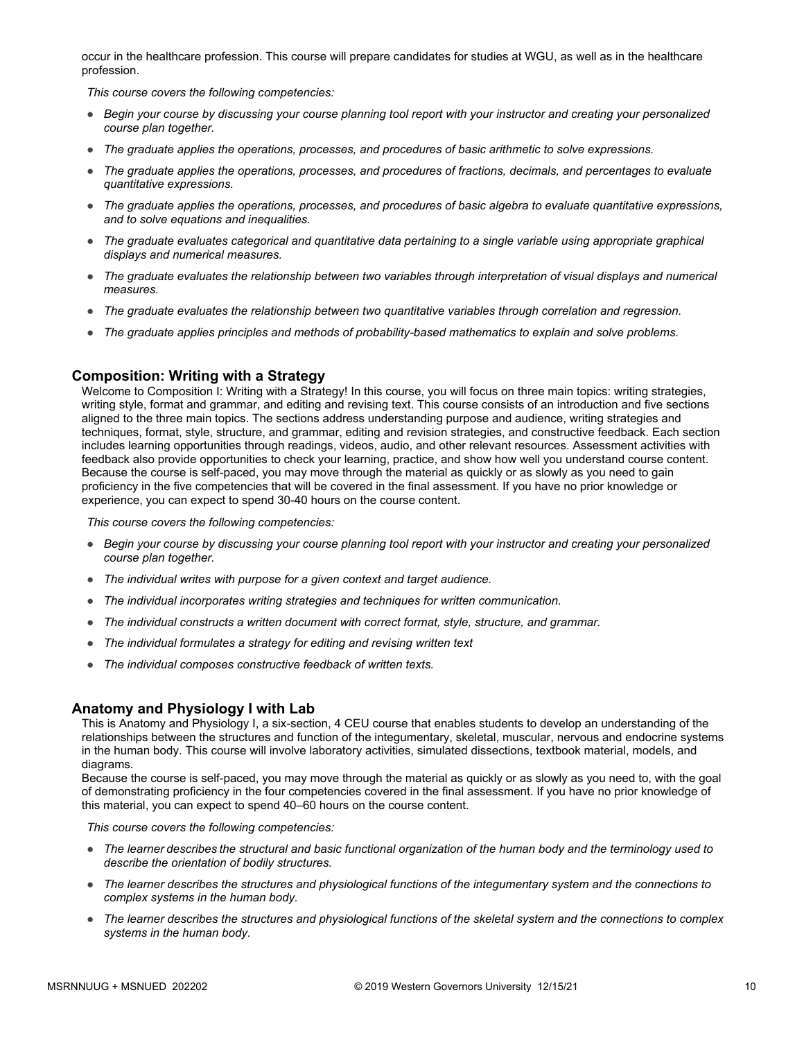occur in the healthcare profession. This course will prepare candidates for studies at WGU, as well as in the healthcare profession.

*This course covers the following competencies:*

- *Begin your course by discussing your course planning tool report with your instructor and creating your personalized course plan together.*
- *The graduate applies the operations, processes, and procedures of basic arithmetic to solve expressions.*
- *The graduate applies the operations, processes, and procedures of fractions, decimals, and percentages to evaluate quantitative expressions.*
- *The graduate applies the operations, processes, and procedures of basic algebra to evaluate quantitative expressions, and to solve equations and inequalities.*
- *The graduate evaluates categorical and quantitative data pertaining to a single variable using appropriate graphical displays and numerical measures.*
- *The graduate evaluates the relationship between two variables through interpretation of visual displays and numerical measures.*
- *The graduate evaluates the relationship between two quantitative variables through correlation and regression.*
- *The graduate applies principles and methods of probability-based mathematics to explain and solve problems.*

### Composition: Writing with a Strategy

Welcome to Composition I: Writing with a Strategy! In this course, you will focus on three main topics: writing strategies, writing style, format and grammar, and editing and revising text. This course consists of an introduction and five sections aligned to the three main topics. The sections address understanding purpose and audience, writing strategies and techniques, format, style, structure, and grammar, editing and revision strategies, and constructive feedback. Each section includes learning opportunities through readings, videos, audio, and other relevant resources. Assessment activities with feedback also provide opportunities to check your learning, practice, and show how well you understand course content. Because the course is self-paced, you may move through the material as quickly or as slowly as you need to gain proficiency in the five competencies that will be covered in the final assessment. If you have no prior knowledge or experience, you can expect to spend 30-40 hours on the course content.

*This course covers the following competencies:*

- *Begin your course by discussing your course planning tool report with your instructor and creating your personalized course plan together.*
- *The individual writes with purpose for a given context and target audience.*
- *The individual incorporates writing strategies and techniques for written communication.*
- *The individual constructs a written document with correct format, style, structure, and grammar.*
- *The individual formulates a strategy for editing and revising written text*
- *The individual composes constructive feedback of written texts.*

### Anatomy and Physiology I with Lab

This is Anatomy and Physiology I, a six-section, 4 CEU course that enables students to develop an understanding of the relationships between the structures and function of the integumentary, skeletal, muscular, nervous and endocrine systems in the human body. This course will involve laboratory activities, simulated dissections, textbook material, models, and diagrams.

Because the course is self-paced, you may move through the material as quickly or as slowly as you need to, with the goal of demonstrating proficiency in the four competencies covered in the final assessment. If you have no prior knowledge of this material, you can expect to spend 40–60 hours on the course content.

*This course covers the following competencies:*

- *The learner describes the structural and basic functional organization of the human body and the terminology used to describe the orientation of bodily structures.*
- *The learner describes the structures and physiological functions of the integumentary system and the connections to complex systems in the human body.*
- *The learner describes the structures and physiological functions of the skeletal system and the connections to complex systems in the human body.*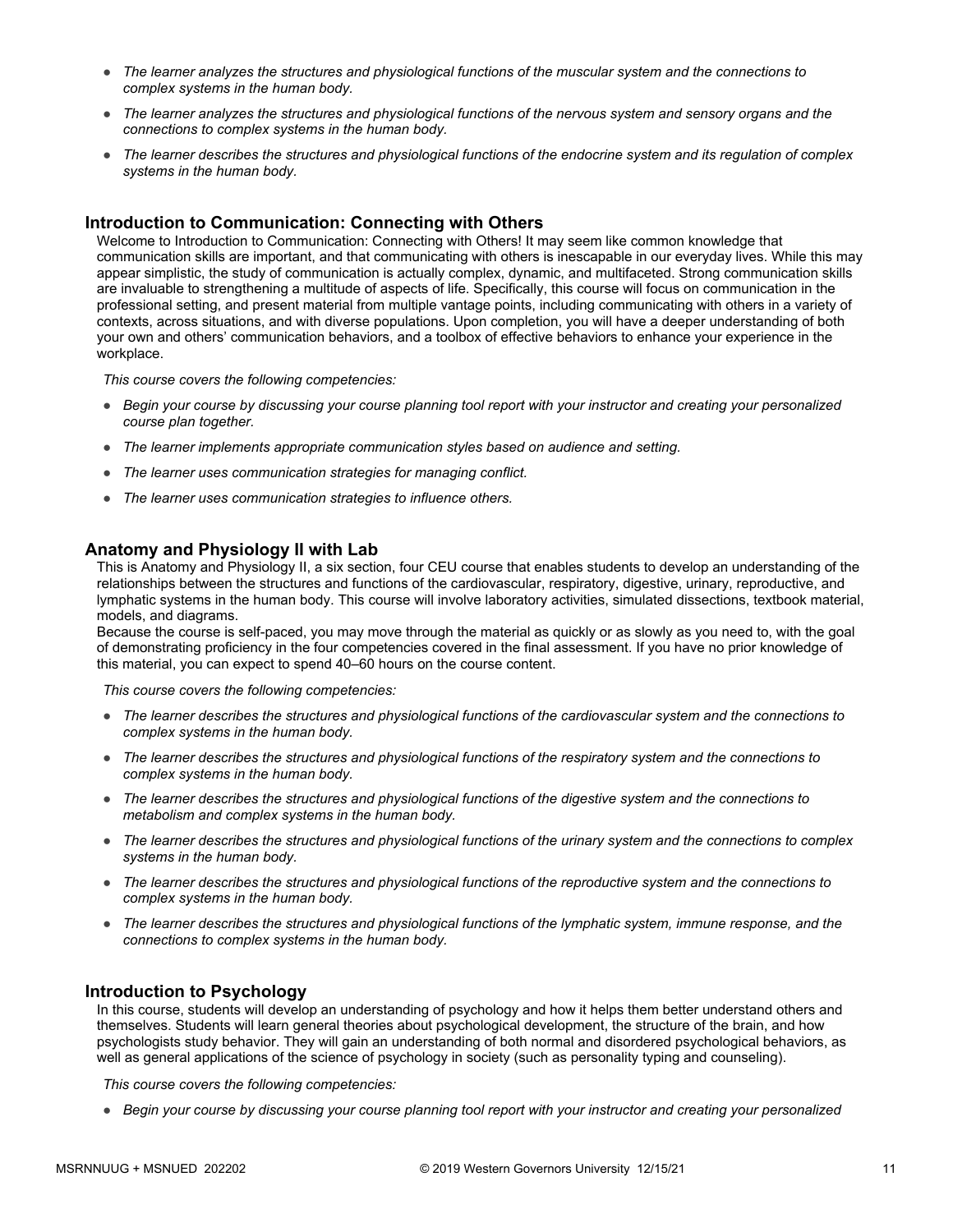- *The learner analyzes the structures and physiological functions of the muscular system and the connections to complex systems in the human body.*
- *The learner analyzes the structures and physiological functions of the nervous system and sensory organs and the connections to complex systems in the human body.*
- *The learner describes the structures and physiological functions of the endocrine system and its regulation of complex systems in the human body.*

### Introduction to Communication: Connecting with Others

Welcome to Introduction to Communication: Connecting with Others! It may seem like common knowledge that communication skills are important, and that communicating with others is inescapable in our everyday lives. While this may appear simplistic, the study of communication is actually complex, dynamic, and multifaceted. Strong communication skills are invaluable to strengthening a multitude of aspects of life. Specifically, this course will focus on communication in the professional setting, and present material from multiple vantage points, including communicating with others in a variety of contexts, across situations, and with diverse populations. Upon completion, you will have a deeper understanding of both your own and others' communication behaviors, and a toolbox of effective behaviors to enhance your experience in the workplace.

*This course covers the following competencies:*

- *Begin your course by discussing your course planning tool report with your instructor and creating your personalized course plan together.*
- *The learner implements appropriate communication styles based on audience and setting.*
- *The learner uses communication strategies for managing conflict.*
- *The learner uses communication strategies to influence others.*

### Anatomy and Physiology II with Lab

This is Anatomy and Physiology II, a six section, four CEU course that enables students to develop an understanding of the relationships between the structures and functions of the cardiovascular, respiratory, digestive, urinary, reproductive, and lymphatic systems in the human body. This course will involve laboratory activities, simulated dissections, textbook material, models, and diagrams.
Because the course is self-paced, you may move through the material as quickly or as slowly as you need to, with the goal of demonstrating proficiency in the four competencies covered in the final assessment. If you have no prior knowledge of this material, you can expect to spend 40–60 hours on the course content.

*This course covers the following competencies:*

- *The learner describes the structures and physiological functions of the cardiovascular system and the connections to complex systems in the human body.*
- *The learner describes the structures and physiological functions of the respiratory system and the connections to complex systems in the human body.*
- *The learner describes the structures and physiological functions of the digestive system and the connections to metabolism and complex systems in the human body.*
- *The learner describes the structures and physiological functions of the urinary system and the connections to complex systems in the human body.*
- *The learner describes the structures and physiological functions of the reproductive system and the connections to complex systems in the human body.*
- *The learner describes the structures and physiological functions of the lymphatic system, immune response, and the connections to complex systems in the human body.*

### Introduction to Psychology

In this course, students will develop an understanding of psychology and how it helps them better understand others and themselves. Students will learn general theories about psychological development, the structure of the brain, and how psychologists study behavior. They will gain an understanding of both normal and disordered psychological behaviors, as well as general applications of the science of psychology in society (such as personality typing and counseling).

*This course covers the following competencies:*

- *Begin your course by discussing your course planning tool report with your instructor and creating your personalized*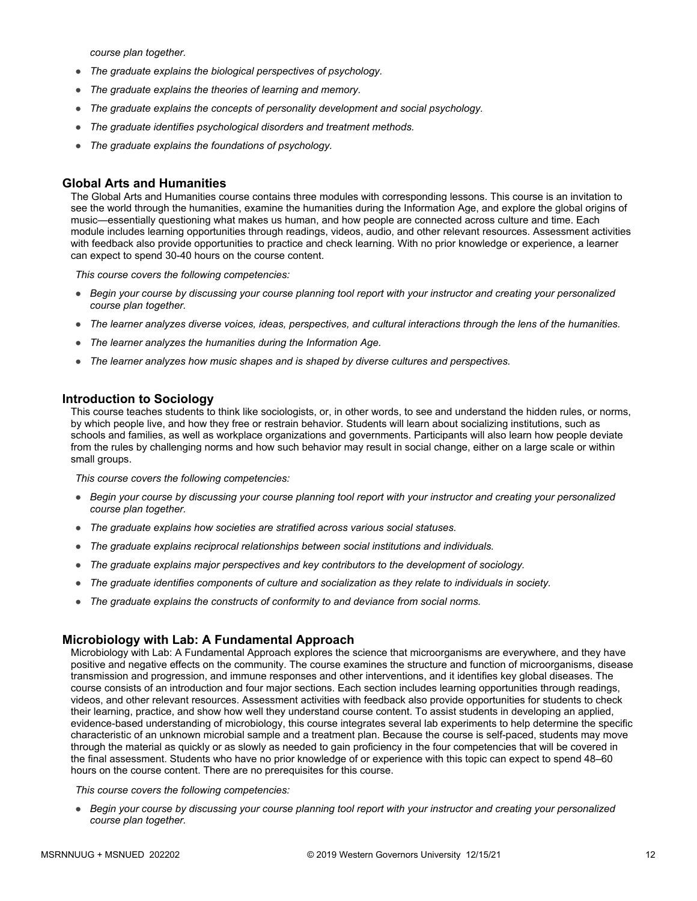*course plan together.*

- *The graduate explains the biological perspectives of psychology.*
- *The graduate explains the theories of learning and memory.*
- *The graduate explains the concepts of personality development and social psychology.*
- *The graduate identifies psychological disorders and treatment methods.*
- *The graduate explains the foundations of psychology.*

## Global Arts and Humanities

The Global Arts and Humanities course contains three modules with corresponding lessons. This course is an invitation to see the world through the humanities, examine the humanities during the Information Age, and explore the global origins of music—essentially questioning what makes us human, and how people are connected across culture and time. Each module includes learning opportunities through readings, videos, audio, and other relevant resources. Assessment activities with feedback also provide opportunities to practice and check learning. With no prior knowledge or experience, a learner can expect to spend 30-40 hours on the course content.

*This course covers the following competencies:*

- *Begin your course by discussing your course planning tool report with your instructor and creating your personalized course plan together.*
- *The learner analyzes diverse voices, ideas, perspectives, and cultural interactions through the lens of the humanities.*
- *The learner analyzes the humanities during the Information Age.*
- *The learner analyzes how music shapes and is shaped by diverse cultures and perspectives.*

## Introduction to Sociology

This course teaches students to think like sociologists, or, in other words, to see and understand the hidden rules, or norms, by which people live, and how they free or restrain behavior. Students will learn about socializing institutions, such as schools and families, as well as workplace organizations and governments. Participants will also learn how people deviate from the rules by challenging norms and how such behavior may result in social change, either on a large scale or within small groups.

*This course covers the following competencies:*

- *Begin your course by discussing your course planning tool report with your instructor and creating your personalized course plan together.*
- *The graduate explains how societies are stratified across various social statuses.*
- *The graduate explains reciprocal relationships between social institutions and individuals.*
- *The graduate explains major perspectives and key contributors to the development of sociology.*
- *The graduate identifies components of culture and socialization as they relate to individuals in society.*
- *The graduate explains the constructs of conformity to and deviance from social norms.*

## Microbiology with Lab: A Fundamental Approach

Microbiology with Lab: A Fundamental Approach explores the science that microorganisms are everywhere, and they have positive and negative effects on the community. The course examines the structure and function of microorganisms, disease transmission and progression, and immune responses and other interventions, and it identifies key global diseases. The course consists of an introduction and four major sections. Each section includes learning opportunities through readings, videos, and other relevant resources. Assessment activities with feedback also provide opportunities for students to check their learning, practice, and show how well they understand course content. To assist students in developing an applied, evidence-based understanding of microbiology, this course integrates several lab experiments to help determine the specific characteristic of an unknown microbial sample and a treatment plan. Because the course is self-paced, students may move through the material as quickly or as slowly as needed to gain proficiency in the four competencies that will be covered in the final assessment. Students who have no prior knowledge of or experience with this topic can expect to spend 48–60 hours on the course content. There are no prerequisites for this course.

*This course covers the following competencies:*

- *Begin your course by discussing your course planning tool report with your instructor and creating your personalized course plan together.*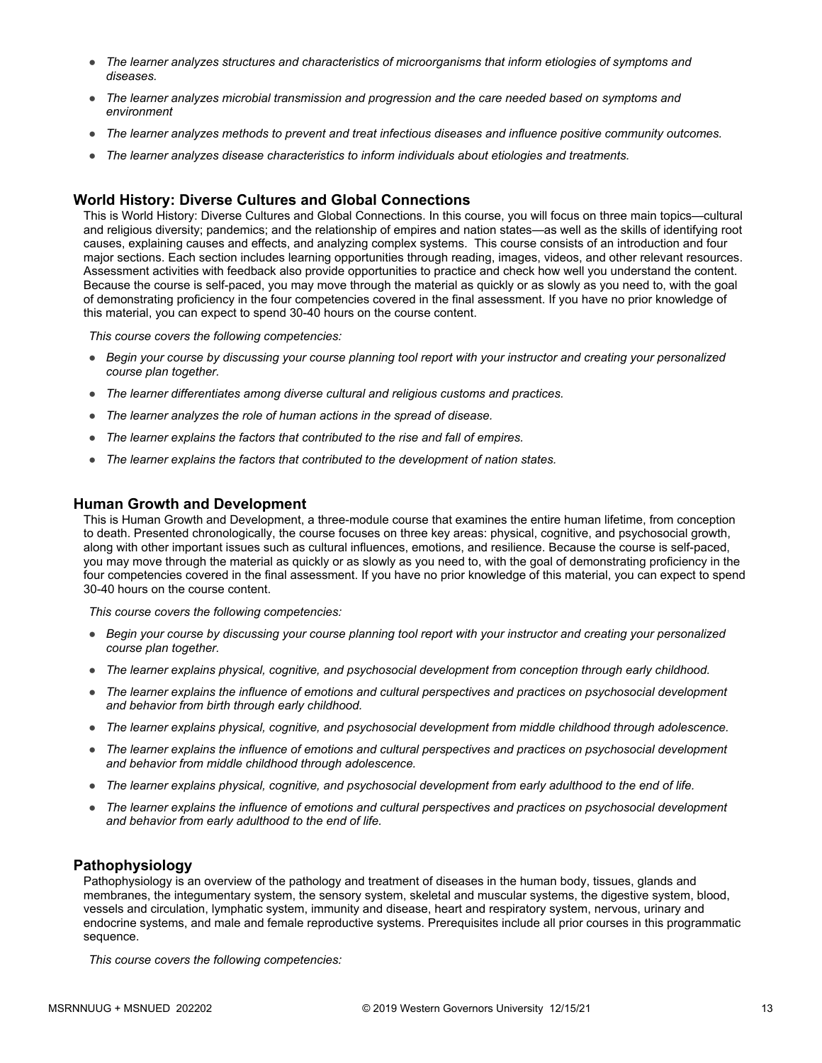- *The learner analyzes structures and characteristics of microorganisms that inform etiologies of symptoms and diseases.*
- *The learner analyzes microbial transmission and progression and the care needed based on symptoms and environment*
- *The learner analyzes methods to prevent and treat infectious diseases and influence positive community outcomes.*
- *The learner analyzes disease characteristics to inform individuals about etiologies and treatments.*

### World History: Diverse Cultures and Global Connections

This is World History: Diverse Cultures and Global Connections. In this course, you will focus on three main topics—cultural and religious diversity; pandemics; and the relationship of empires and nation states—as well as the skills of identifying root causes, explaining causes and effects, and analyzing complex systems.  This course consists of an introduction and four major sections. Each section includes learning opportunities through reading, images, videos, and other relevant resources. Assessment activities with feedback also provide opportunities to practice and check how well you understand the content. Because the course is self-paced, you may move through the material as quickly or as slowly as you need to, with the goal of demonstrating proficiency in the four competencies covered in the final assessment. If you have no prior knowledge of this material, you can expect to spend 30-40 hours on the course content.

*This course covers the following competencies:*

- *Begin your course by discussing your course planning tool report with your instructor and creating your personalized course plan together.*
- *The learner differentiates among diverse cultural and religious customs and practices.*
- *The learner analyzes the role of human actions in the spread of disease.*
- *The learner explains the factors that contributed to the rise and fall of empires.*
- *The learner explains the factors that contributed to the development of nation states.*

### Human Growth and Development

This is Human Growth and Development, a three-module course that examines the entire human lifetime, from conception to death. Presented chronologically, the course focuses on three key areas: physical, cognitive, and psychosocial growth, along with other important issues such as cultural influences, emotions, and resilience. Because the course is self-paced, you may move through the material as quickly or as slowly as you need to, with the goal of demonstrating proficiency in the four competencies covered in the final assessment. If you have no prior knowledge of this material, you can expect to spend 30-40 hours on the course content.

*This course covers the following competencies:*

- *Begin your course by discussing your course planning tool report with your instructor and creating your personalized course plan together.*
- *The learner explains physical, cognitive, and psychosocial development from conception through early childhood.*
- *The learner explains the influence of emotions and cultural perspectives and practices on psychosocial development and behavior from birth through early childhood.*
- *The learner explains physical, cognitive, and psychosocial development from middle childhood through adolescence.*
- *The learner explains the influence of emotions and cultural perspectives and practices on psychosocial development and behavior from middle childhood through adolescence.*
- *The learner explains physical, cognitive, and psychosocial development from early adulthood to the end of life.*
- *The learner explains the influence of emotions and cultural perspectives and practices on psychosocial development and behavior from early adulthood to the end of life.*

### Pathophysiology

Pathophysiology is an overview of the pathology and treatment of diseases in the human body, tissues, glands and membranes, the integumentary system, the sensory system, skeletal and muscular systems, the digestive system, blood, vessels and circulation, lymphatic system, immunity and disease, heart and respiratory system, nervous, urinary and endocrine systems, and male and female reproductive systems. Prerequisites include all prior courses in this programmatic sequence.

*This course covers the following competencies:*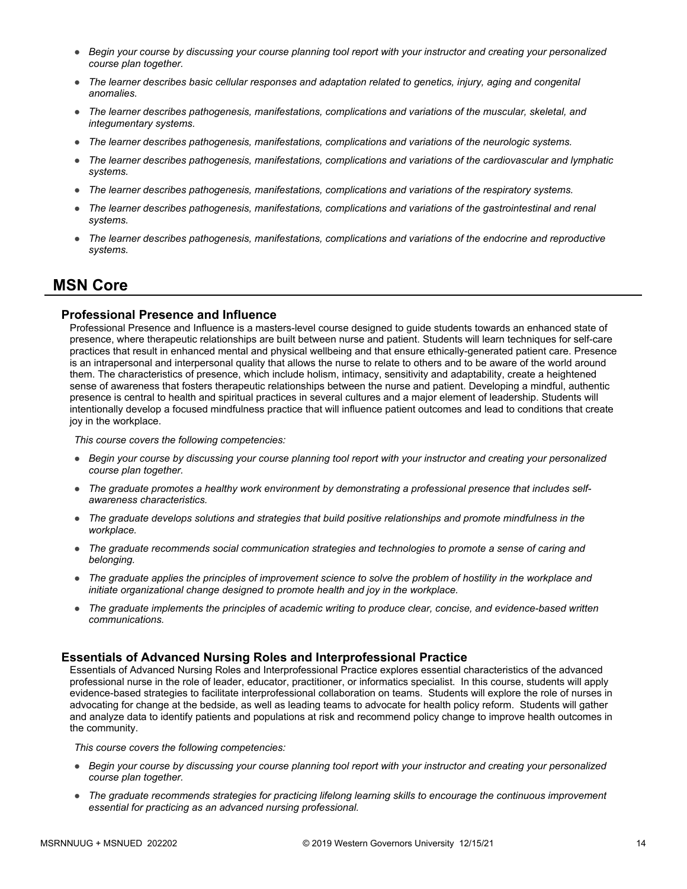- *Begin your course by discussing your course planning tool report with your instructor and creating your personalized course plan together.*
- *The learner describes basic cellular responses and adaptation related to genetics, injury, aging and congenital anomalies.*
- *The learner describes pathogenesis, manifestations, complications and variations of the muscular, skeletal, and integumentary systems.*
- *The learner describes pathogenesis, manifestations, complications and variations of the neurologic systems.*
- *The learner describes pathogenesis, manifestations, complications and variations of the cardiovascular and lymphatic systems.*
- *The learner describes pathogenesis, manifestations, complications and variations of the respiratory systems.*
- *The learner describes pathogenesis, manifestations, complications and variations of the gastrointestinal and renal systems.*
- *The learner describes pathogenesis, manifestations, complications and variations of the endocrine and reproductive systems.*

# MSN Core

## Professional Presence and Influence

Professional Presence and Influence is a masters-level course designed to guide students towards an enhanced state of presence, where therapeutic relationships are built between nurse and patient. Students will learn techniques for self-care practices that result in enhanced mental and physical wellbeing and that ensure ethically-generated patient care. Presence is an intrapersonal and interpersonal quality that allows the nurse to relate to others and to be aware of the world around them. The characteristics of presence, which include holism, intimacy, sensitivity and adaptability, create a heightened sense of awareness that fosters therapeutic relationships between the nurse and patient. Developing a mindful, authentic presence is central to health and spiritual practices in several cultures and a major element of leadership. Students will intentionally develop a focused mindfulness practice that will influence patient outcomes and lead to conditions that create joy in the workplace.

*This course covers the following competencies:*

- *Begin your course by discussing your course planning tool report with your instructor and creating your personalized course plan together.*
- *The graduate promotes a healthy work environment by demonstrating a professional presence that includes self-awareness characteristics.*
- *The graduate develops solutions and strategies that build positive relationships and promote mindfulness in the workplace.*
- *The graduate recommends social communication strategies and technologies to promote a sense of caring and belonging.*
- *The graduate applies the principles of improvement science to solve the problem of hostility in the workplace and initiate organizational change designed to promote health and joy in the workplace.*
- *The graduate implements the principles of academic writing to produce clear, concise, and evidence-based written communications.*

## Essentials of Advanced Nursing Roles and Interprofessional Practice

Essentials of Advanced Nursing Roles and Interprofessional Practice explores essential characteristics of the advanced professional nurse in the role of leader, educator, practitioner, or informatics specialist. In this course, students will apply evidence-based strategies to facilitate interprofessional collaboration on teams. Students will explore the role of nurses in advocating for change at the bedside, as well as leading teams to advocate for health policy reform. Students will gather and analyze data to identify patients and populations at risk and recommend policy change to improve health outcomes in the community.

*This course covers the following competencies:*

- *Begin your course by discussing your course planning tool report with your instructor and creating your personalized course plan together.*
- *The graduate recommends strategies for practicing lifelong learning skills to encourage the continuous improvement essential for practicing as an advanced nursing professional.*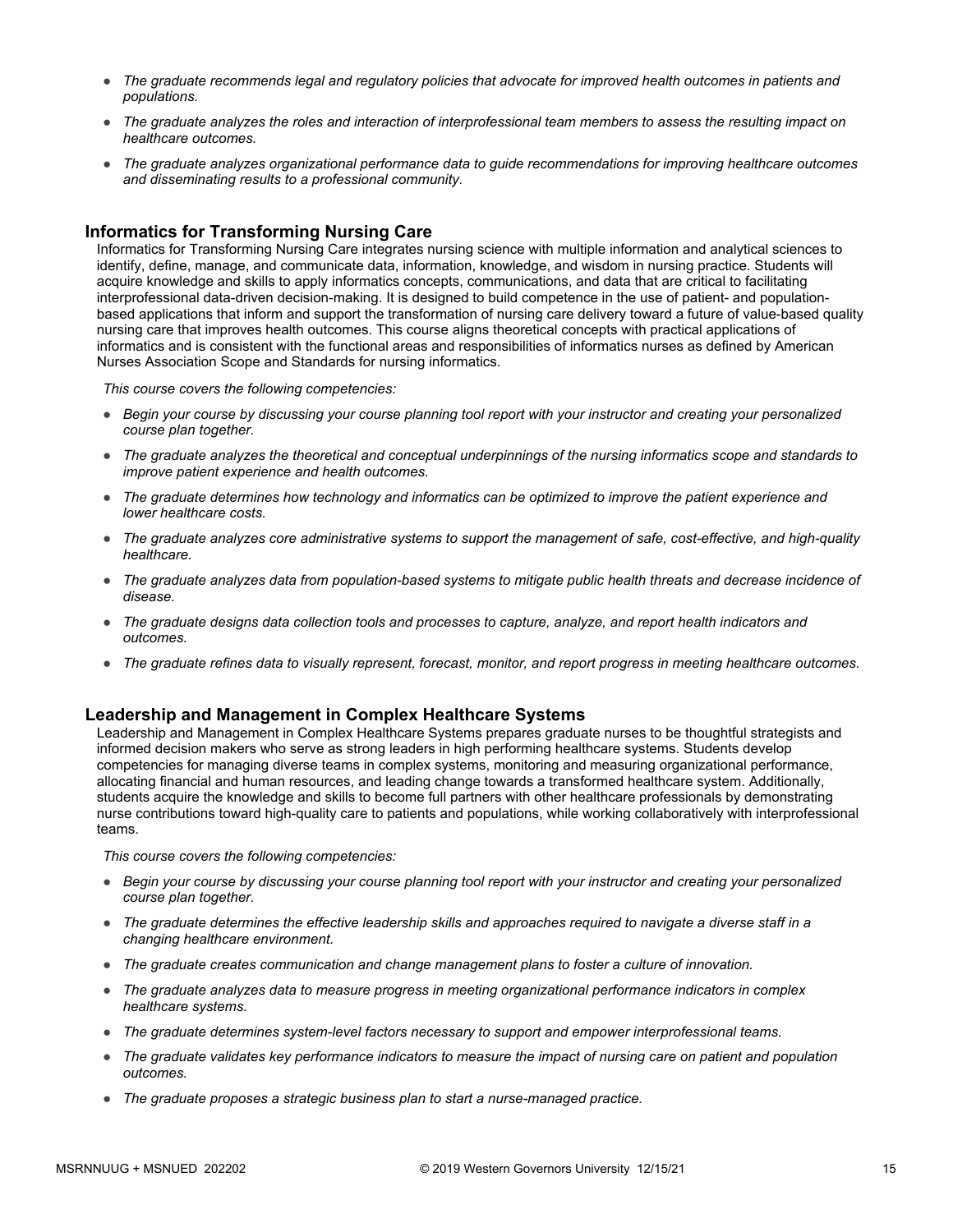- *The graduate recommends legal and regulatory policies that advocate for improved health outcomes in patients and populations.*
- *The graduate analyzes the roles and interaction of interprofessional team members to assess the resulting impact on healthcare outcomes.*
- *The graduate analyzes organizational performance data to guide recommendations for improving healthcare outcomes and disseminating results to a professional community.*

## Informatics for Transforming Nursing Care

Informatics for Transforming Nursing Care integrates nursing science with multiple information and analytical sciences to identify, define, manage, and communicate data, information, knowledge, and wisdom in nursing practice. Students will acquire knowledge and skills to apply informatics concepts, communications, and data that are critical to facilitating interprofessional data-driven decision-making. It is designed to build competence in the use of patient- and population-based applications that inform and support the transformation of nursing care delivery toward a future of value-based quality nursing care that improves health outcomes. This course aligns theoretical concepts with practical applications of informatics and is consistent with the functional areas and responsibilities of informatics nurses as defined by American Nurses Association Scope and Standards for nursing informatics.

*This course covers the following competencies:*

- *Begin your course by discussing your course planning tool report with your instructor and creating your personalized course plan together.*
- *The graduate analyzes the theoretical and conceptual underpinnings of the nursing informatics scope and standards to improve patient experience and health outcomes.*
- *The graduate determines how technology and informatics can be optimized to improve the patient experience and lower healthcare costs.*
- *The graduate analyzes core administrative systems to support the management of safe, cost-effective, and high-quality healthcare.*
- *The graduate analyzes data from population-based systems to mitigate public health threats and decrease incidence of disease.*
- *The graduate designs data collection tools and processes to capture, analyze, and report health indicators and outcomes.*
- *The graduate refines data to visually represent, forecast, monitor, and report progress in meeting healthcare outcomes.*

## Leadership and Management in Complex Healthcare Systems

Leadership and Management in Complex Healthcare Systems prepares graduate nurses to be thoughtful strategists and informed decision makers who serve as strong leaders in high performing healthcare systems. Students develop competencies for managing diverse teams in complex systems, monitoring and measuring organizational performance, allocating financial and human resources, and leading change towards a transformed healthcare system. Additionally, students acquire the knowledge and skills to become full partners with other healthcare professionals by demonstrating nurse contributions toward high-quality care to patients and populations, while working collaboratively with interprofessional teams.

*This course covers the following competencies:*

- *Begin your course by discussing your course planning tool report with your instructor and creating your personalized course plan together.*
- *The graduate determines the effective leadership skills and approaches required to navigate a diverse staff in a changing healthcare environment.*
- *The graduate creates communication and change management plans to foster a culture of innovation.*
- *The graduate analyzes data to measure progress in meeting organizational performance indicators in complex healthcare systems.*
- *The graduate determines system-level factors necessary to support and empower interprofessional teams.*
- *The graduate validates key performance indicators to measure the impact of nursing care on patient and population outcomes.*
- *The graduate proposes a strategic business plan to start a nurse-managed practice.*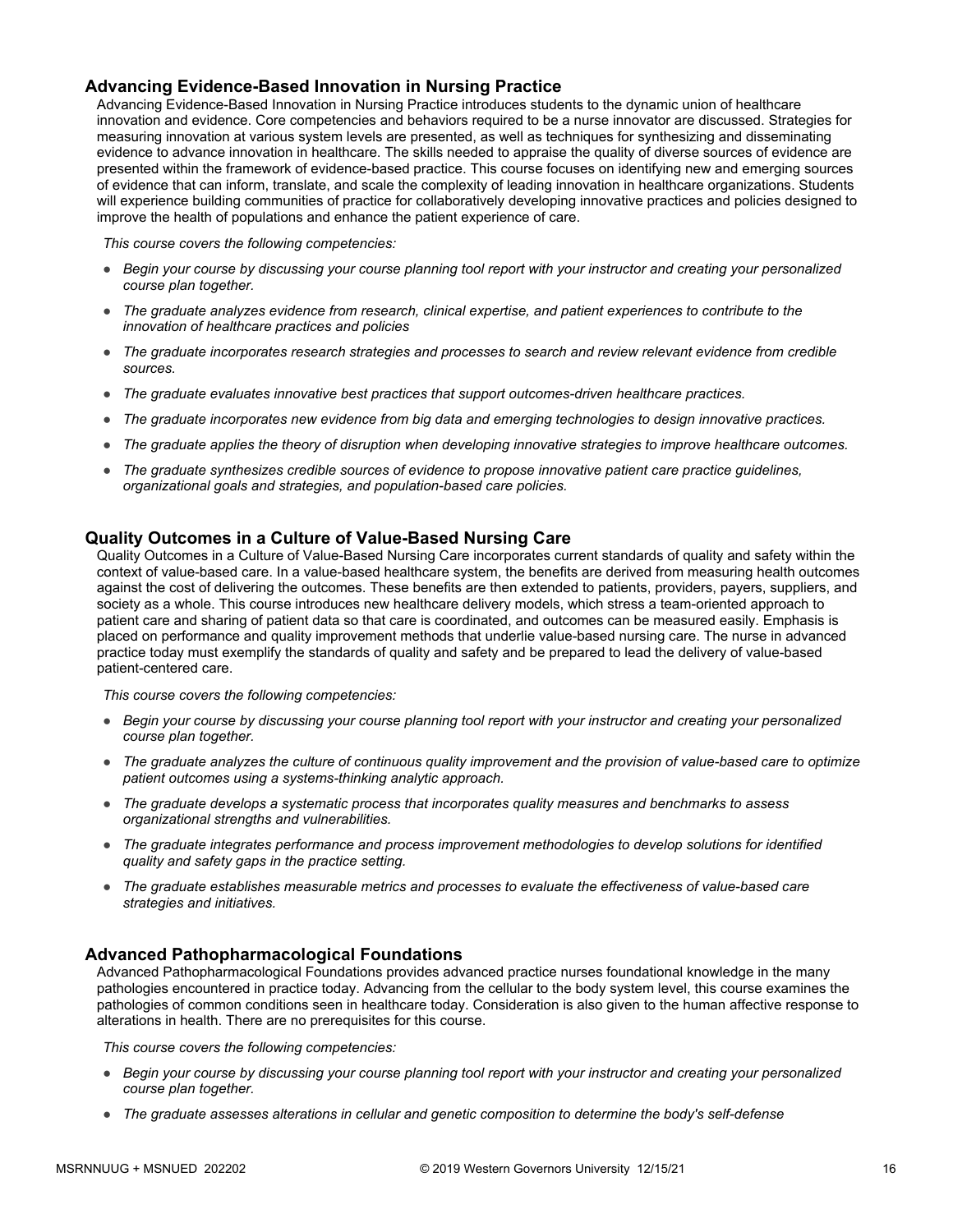## Advancing Evidence-Based Innovation in Nursing Practice

Advancing Evidence-Based Innovation in Nursing Practice introduces students to the dynamic union of healthcare innovation and evidence. Core competencies and behaviors required to be a nurse innovator are discussed. Strategies for measuring innovation at various system levels are presented, as well as techniques for synthesizing and disseminating evidence to advance innovation in healthcare. The skills needed to appraise the quality of diverse sources of evidence are presented within the framework of evidence-based practice. This course focuses on identifying new and emerging sources of evidence that can inform, translate, and scale the complexity of leading innovation in healthcare organizations. Students will experience building communities of practice for collaboratively developing innovative practices and policies designed to improve the health of populations and enhance the patient experience of care.

*This course covers the following competencies:*

- *Begin your course by discussing your course planning tool report with your instructor and creating your personalized course plan together.*
- *The graduate analyzes evidence from research, clinical expertise, and patient experiences to contribute to the innovation of healthcare practices and policies*
- *The graduate incorporates research strategies and processes to search and review relevant evidence from credible sources.*
- *The graduate evaluates innovative best practices that support outcomes-driven healthcare practices.*
- *The graduate incorporates new evidence from big data and emerging technologies to design innovative practices.*
- *The graduate applies the theory of disruption when developing innovative strategies to improve healthcare outcomes.*
- *The graduate synthesizes credible sources of evidence to propose innovative patient care practice guidelines, organizational goals and strategies, and population-based care policies.*

## Quality Outcomes in a Culture of Value-Based Nursing Care

Quality Outcomes in a Culture of Value-Based Nursing Care incorporates current standards of quality and safety within the context of value-based care. In a value-based healthcare system, the benefits are derived from measuring health outcomes against the cost of delivering the outcomes. These benefits are then extended to patients, providers, payers, suppliers, and society as a whole. This course introduces new healthcare delivery models, which stress a team-oriented approach to patient care and sharing of patient data so that care is coordinated, and outcomes can be measured easily. Emphasis is placed on performance and quality improvement methods that underlie value-based nursing care. The nurse in advanced practice today must exemplify the standards of quality and safety and be prepared to lead the delivery of value-based patient-centered care.

*This course covers the following competencies:*

- *Begin your course by discussing your course planning tool report with your instructor and creating your personalized course plan together.*
- *The graduate analyzes the culture of continuous quality improvement and the provision of value-based care to optimize patient outcomes using a systems-thinking analytic approach.*
- *The graduate develops a systematic process that incorporates quality measures and benchmarks to assess organizational strengths and vulnerabilities.*
- *The graduate integrates performance and process improvement methodologies to develop solutions for identified quality and safety gaps in the practice setting.*
- *The graduate establishes measurable metrics and processes to evaluate the effectiveness of value-based care strategies and initiatives.*

## Advanced Pathopharmacological Foundations

Advanced Pathopharmacological Foundations provides advanced practice nurses foundational knowledge in the many pathologies encountered in practice today. Advancing from the cellular to the body system level, this course examines the pathologies of common conditions seen in healthcare today. Consideration is also given to the human affective response to alterations in health. There are no prerequisites for this course.

*This course covers the following competencies:*

- *Begin your course by discussing your course planning tool report with your instructor and creating your personalized course plan together.*
- *The graduate assesses alterations in cellular and genetic composition to determine the body's self-defense*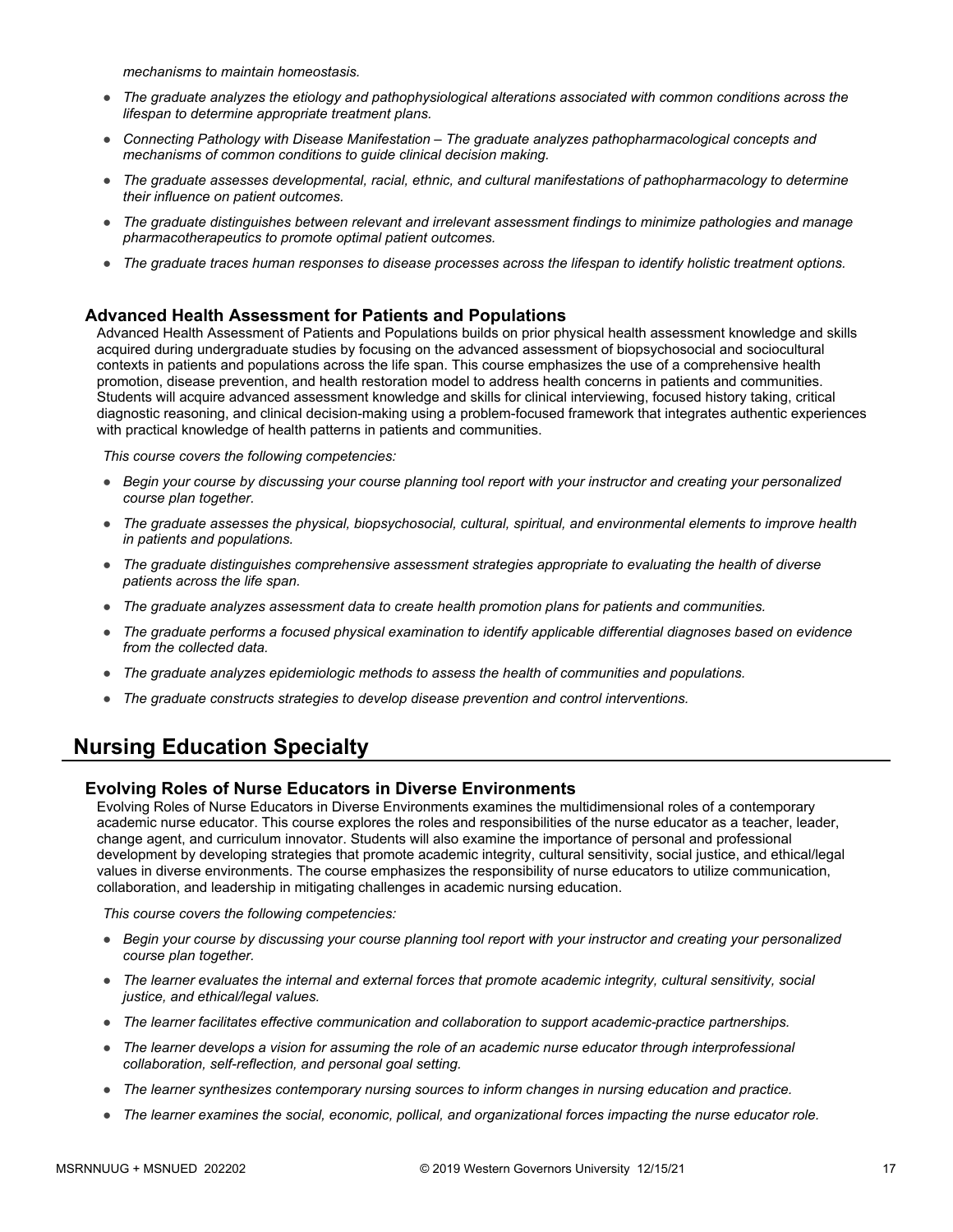*mechanisms to maintain homeostasis.*

- *The graduate analyzes the etiology and pathophysiological alterations associated with common conditions across the lifespan to determine appropriate treatment plans.*
- *Connecting Pathology with Disease Manifestation – The graduate analyzes pathopharmacological concepts and mechanisms of common conditions to guide clinical decision making.*
- *The graduate assesses developmental, racial, ethnic, and cultural manifestations of pathopharmacology to determine their influence on patient outcomes.*
- *The graduate distinguishes between relevant and irrelevant assessment findings to minimize pathologies and manage pharmacotherapeutics to promote optimal patient outcomes.*
- *The graduate traces human responses to disease processes across the lifespan to identify holistic treatment options.*

### Advanced Health Assessment for Patients and Populations

Advanced Health Assessment of Patients and Populations builds on prior physical health assessment knowledge and skills acquired during undergraduate studies by focusing on the advanced assessment of biopsychosocial and sociocultural contexts in patients and populations across the life span. This course emphasizes the use of a comprehensive health promotion, disease prevention, and health restoration model to address health concerns in patients and communities. Students will acquire advanced assessment knowledge and skills for clinical interviewing, focused history taking, critical diagnostic reasoning, and clinical decision-making using a problem-focused framework that integrates authentic experiences with practical knowledge of health patterns in patients and communities.

*This course covers the following competencies:*

- *Begin your course by discussing your course planning tool report with your instructor and creating your personalized course plan together.*
- *The graduate assesses the physical, biopsychosocial, cultural, spiritual, and environmental elements to improve health in patients and populations.*
- *The graduate distinguishes comprehensive assessment strategies appropriate to evaluating the health of diverse patients across the life span.*
- *The graduate analyzes assessment data to create health promotion plans for patients and communities.*
- *The graduate performs a focused physical examination to identify applicable differential diagnoses based on evidence from the collected data.*
- *The graduate analyzes epidemiologic methods to assess the health of communities and populations.*
- *The graduate constructs strategies to develop disease prevention and control interventions.*

## Nursing Education Specialty

### Evolving Roles of Nurse Educators in Diverse Environments

Evolving Roles of Nurse Educators in Diverse Environments examines the multidimensional roles of a contemporary academic nurse educator. This course explores the roles and responsibilities of the nurse educator as a teacher, leader, change agent, and curriculum innovator. Students will also examine the importance of personal and professional development by developing strategies that promote academic integrity, cultural sensitivity, social justice, and ethical/legal values in diverse environments. The course emphasizes the responsibility of nurse educators to utilize communication, collaboration, and leadership in mitigating challenges in academic nursing education.

*This course covers the following competencies:*

- *Begin your course by discussing your course planning tool report with your instructor and creating your personalized course plan together.*
- *The learner evaluates the internal and external forces that promote academic integrity, cultural sensitivity, social justice, and ethical/legal values.*
- *The learner facilitates effective communication and collaboration to support academic-practice partnerships.*
- *The learner develops a vision for assuming the role of an academic nurse educator through interprofessional collaboration, self-reflection, and personal goal setting.*
- *The learner synthesizes contemporary nursing sources to inform changes in nursing education and practice.*
- *The learner examines the social, economic, pollical, and organizational forces impacting the nurse educator role.*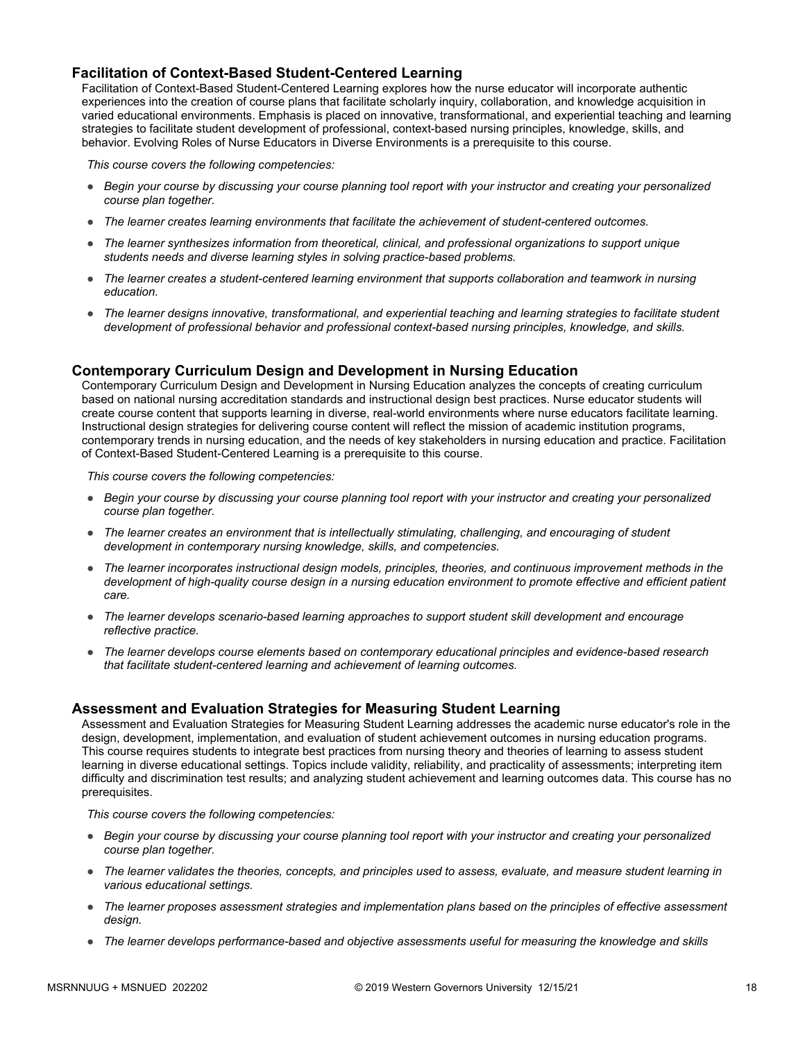### Facilitation of Context-Based Student-Centered Learning

Facilitation of Context-Based Student-Centered Learning explores how the nurse educator will incorporate authentic experiences into the creation of course plans that facilitate scholarly inquiry, collaboration, and knowledge acquisition in varied educational environments. Emphasis is placed on innovative, transformational, and experiential teaching and learning strategies to facilitate student development of professional, context-based nursing principles, knowledge, skills, and behavior. Evolving Roles of Nurse Educators in Diverse Environments is a prerequisite to this course.

*This course covers the following competencies:*

- *Begin your course by discussing your course planning tool report with your instructor and creating your personalized course plan together.*
- *The learner creates learning environments that facilitate the achievement of student-centered outcomes.*
- *The learner synthesizes information from theoretical, clinical, and professional organizations to support unique students needs and diverse learning styles in solving practice-based problems.*
- *The learner creates a student-centered learning environment that supports collaboration and teamwork in nursing education.*
- *The learner designs innovative, transformational, and experiential teaching and learning strategies to facilitate student development of professional behavior and professional context-based nursing principles, knowledge, and skills.*

### Contemporary Curriculum Design and Development in Nursing Education

Contemporary Curriculum Design and Development in Nursing Education analyzes the concepts of creating curriculum based on national nursing accreditation standards and instructional design best practices. Nurse educator students will create course content that supports learning in diverse, real-world environments where nurse educators facilitate learning. Instructional design strategies for delivering course content will reflect the mission of academic institution programs, contemporary trends in nursing education, and the needs of key stakeholders in nursing education and practice. Facilitation of Context-Based Student-Centered Learning is a prerequisite to this course.

*This course covers the following competencies:*

- *Begin your course by discussing your course planning tool report with your instructor and creating your personalized course plan together.*
- *The learner creates an environment that is intellectually stimulating, challenging, and encouraging of student development in contemporary nursing knowledge, skills, and competencies.*
- *The learner incorporates instructional design models, principles, theories, and continuous improvement methods in the development of high-quality course design in a nursing education environment to promote effective and efficient patient care.*
- *The learner develops scenario-based learning approaches to support student skill development and encourage reflective practice.*
- *The learner develops course elements based on contemporary educational principles and evidence-based research that facilitate student-centered learning and achievement of learning outcomes.*

### Assessment and Evaluation Strategies for Measuring Student Learning

Assessment and Evaluation Strategies for Measuring Student Learning addresses the academic nurse educator's role in the design, development, implementation, and evaluation of student achievement outcomes in nursing education programs. This course requires students to integrate best practices from nursing theory and theories of learning to assess student learning in diverse educational settings. Topics include validity, reliability, and practicality of assessments; interpreting item difficulty and discrimination test results; and analyzing student achievement and learning outcomes data. This course has no prerequisites.

*This course covers the following competencies:*

- *Begin your course by discussing your course planning tool report with your instructor and creating your personalized course plan together.*
- *The learner validates the theories, concepts, and principles used to assess, evaluate, and measure student learning in various educational settings.*
- *The learner proposes assessment strategies and implementation plans based on the principles of effective assessment design.*
- *The learner develops performance-based and objective assessments useful for measuring the knowledge and skills*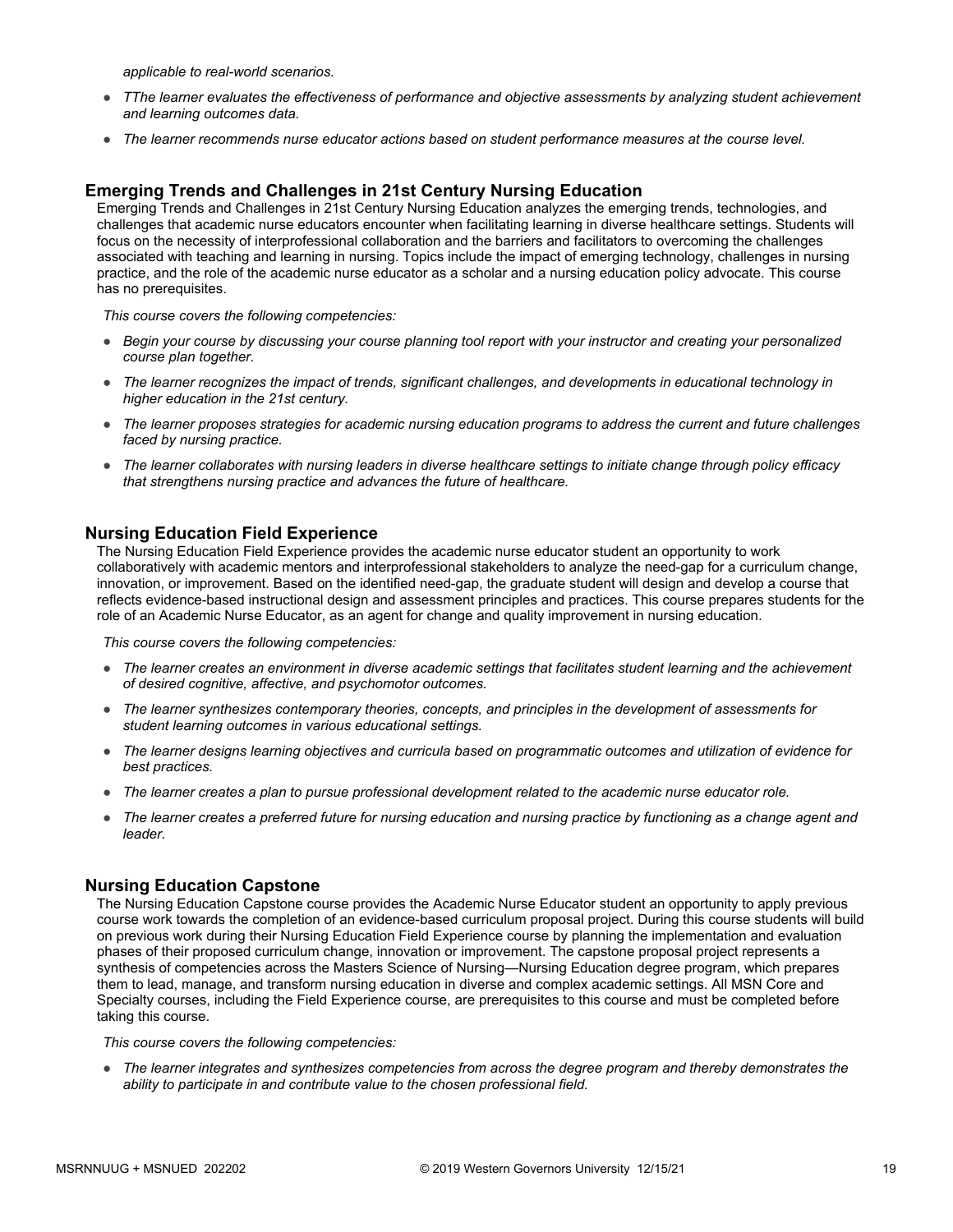*applicable to real-world scenarios.*

- *TThe learner evaluates the effectiveness of performance and objective assessments by analyzing student achievement and learning outcomes data.*
- *The learner recommends nurse educator actions based on student performance measures at the course level.*

### Emerging Trends and Challenges in 21st Century Nursing Education

Emerging Trends and Challenges in 21st Century Nursing Education analyzes the emerging trends, technologies, and challenges that academic nurse educators encounter when facilitating learning in diverse healthcare settings. Students will focus on the necessity of interprofessional collaboration and the barriers and facilitators to overcoming the challenges associated with teaching and learning in nursing. Topics include the impact of emerging technology, challenges in nursing practice, and the role of the academic nurse educator as a scholar and a nursing education policy advocate. This course has no prerequisites.

*This course covers the following competencies:*

- *Begin your course by discussing your course planning tool report with your instructor and creating your personalized course plan together.*
- *The learner recognizes the impact of trends, significant challenges, and developments in educational technology in higher education in the 21st century.*
- *The learner proposes strategies for academic nursing education programs to address the current and future challenges faced by nursing practice.*
- *The learner collaborates with nursing leaders in diverse healthcare settings to initiate change through policy efficacy that strengthens nursing practice and advances the future of healthcare.*

### Nursing Education Field Experience

The Nursing Education Field Experience provides the academic nurse educator student an opportunity to work collaboratively with academic mentors and interprofessional stakeholders to analyze the need-gap for a curriculum change, innovation, or improvement. Based on the identified need-gap, the graduate student will design and develop a course that reflects evidence-based instructional design and assessment principles and practices. This course prepares students for the role of an Academic Nurse Educator, as an agent for change and quality improvement in nursing education.

*This course covers the following competencies:*

- *The learner creates an environment in diverse academic settings that facilitates student learning and the achievement of desired cognitive, affective, and psychomotor outcomes.*
- *The learner synthesizes contemporary theories, concepts, and principles in the development of assessments for student learning outcomes in various educational settings.*
- *The learner designs learning objectives and curricula based on programmatic outcomes and utilization of evidence for best practices.*
- *The learner creates a plan to pursue professional development related to the academic nurse educator role.*
- *The learner creates a preferred future for nursing education and nursing practice by functioning as a change agent and leader.*

### Nursing Education Capstone

The Nursing Education Capstone course provides the Academic Nurse Educator student an opportunity to apply previous course work towards the completion of an evidence-based curriculum proposal project. During this course students will build on previous work during their Nursing Education Field Experience course by planning the implementation and evaluation phases of their proposed curriculum change, innovation or improvement. The capstone proposal project represents a synthesis of competencies across the Masters Science of Nursing—Nursing Education degree program, which prepares them to lead, manage, and transform nursing education in diverse and complex academic settings. All MSN Core and Specialty courses, including the Field Experience course, are prerequisites to this course and must be completed before taking this course.

*This course covers the following competencies:*

- *The learner integrates and synthesizes competencies from across the degree program and thereby demonstrates the ability to participate in and contribute value to the chosen professional field.*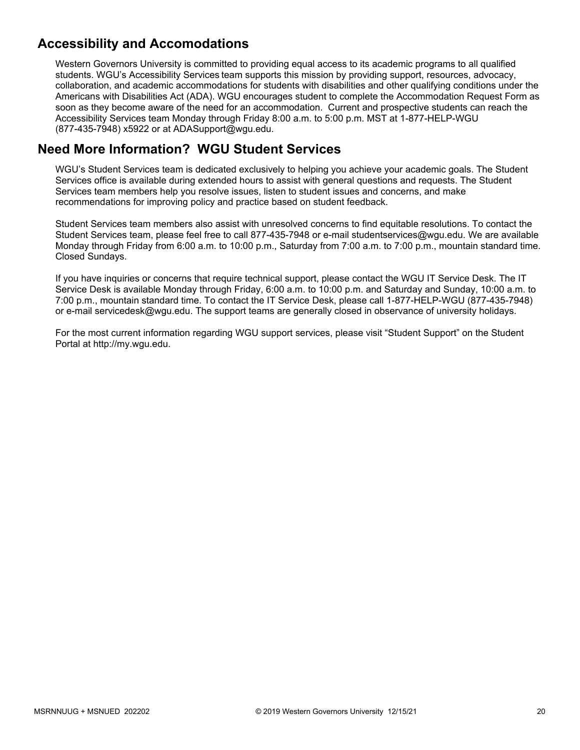## Accessibility and Accomodations

Western Governors University is committed to providing equal access to its academic programs to all qualified students. WGU's Accessibility Services team supports this mission by providing support, resources, advocacy, collaboration, and academic accommodations for students with disabilities and other qualifying conditions under the Americans with Disabilities Act (ADA). WGU encourages student to complete the Accommodation Request Form as soon as they become aware of the need for an accommodation. Current and prospective students can reach the Accessibility Services team Monday through Friday 8:00 a.m. to 5:00 p.m. MST at 1-877-HELP-WGU (877-435-7948) x5922 or at ADASupport@wgu.edu.

## Need More Information? WGU Student Services

WGU's Student Services team is dedicated exclusively to helping you achieve your academic goals. The Student Services office is available during extended hours to assist with general questions and requests. The Student Services team members help you resolve issues, listen to student issues and concerns, and make recommendations for improving policy and practice based on student feedback.

Student Services team members also assist with unresolved concerns to find equitable resolutions. To contact the Student Services team, please feel free to call 877-435-7948 or e-mail studentservices@wgu.edu. We are available Monday through Friday from 6:00 a.m. to 10:00 p.m., Saturday from 7:00 a.m. to 7:00 p.m., mountain standard time. Closed Sundays.

If you have inquiries or concerns that require technical support, please contact the WGU IT Service Desk. The IT Service Desk is available Monday through Friday, 6:00 a.m. to 10:00 p.m. and Saturday and Sunday, 10:00 a.m. to 7:00 p.m., mountain standard time. To contact the IT Service Desk, please call 1-877-HELP-WGU (877-435-7948) or e-mail servicedesk@wgu.edu. The support teams are generally closed in observance of university holidays.

For the most current information regarding WGU support services, please visit "Student Support" on the Student Portal at http://my.wgu.edu.